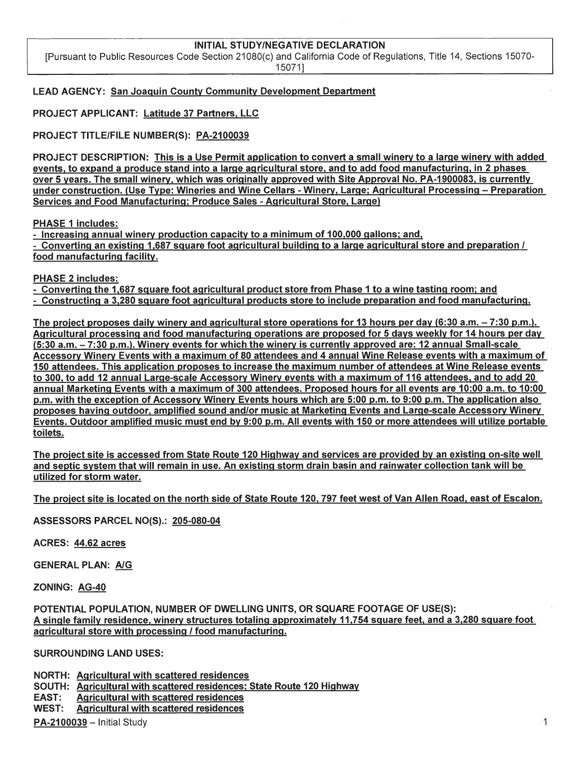# INITIAL STUDY/NEGATIVE DECLARATION

[Pursuant to Public Resources Code Section 21080(c) and California Code of Regulations, Title 14, Sections 15070-15071]

**LEAD AGENCY:** San Joaquin County Community Development Department

**PROJECT APPLICANT:** Latitude 37 Partners, LLC

**PROJECT TITLE/FILE NUMBER(S):** PA-2100039

**PROJECT DESCRIPTION:** This is a Use Permit application to convert a small winery to a large winery with added events, to expand a produce stand into a large agricultural store, and to add food manufacturing, in 2 phases over 5 years. The small winery, which was originally approved with Site Approval No. PA-1900083, is currently under construction. (Use Type: Wineries and Wine Cellars - Winery, Large; Agricultural Processing – Preparation Services and Food Manufacturing; Produce Sales - Agricultural Store, Large)

**PHASE 1 includes:**

- Increasing annual winery production capacity to a minimum of 100,000 gallons; and,
- Converting an existing 1,687 square foot agricultural building to a large agricultural store and preparation / food manufacturing facility.

**PHASE 2 includes:**

- Converting the 1,687 square foot agricultural product store from Phase 1 to a wine tasting room; and
- Constructing a 3,280 square foot agricultural products store to include preparation and food manufacturing.

The project proposes daily winery and agricultural store operations for 13 hours per day (6:30 a.m. – 7:30 p.m.). Agricultural processing and food manufacturing operations are proposed for 5 days weekly for 14 hours per day (5:30 a.m. – 7:30 p.m.). Winery events for which the winery is currently approved are: 12 annual Small-scale Accessory Winery Events with a maximum of 80 attendees and 4 annual Wine Release events with a maximum of 150 attendees. This application proposes to increase the maximum number of attendees at Wine Release events to 300, to add 12 annual Large-scale Accessory Winery events with a maximum of 116 attendees, and to add 20 annual Marketing Events with a maximum of 300 attendees. Proposed hours for all events are 10:00 a.m. to 10:00 p.m. with the exception of Accessory Winery Events hours which are 5:00 p.m. to 9:00 p.m. The application also proposes having outdoor, amplified sound and/or music at Marketing Events and Large-scale Accessory Winery Events. Outdoor amplified music must end by 9:00 p.m. All events with 150 or more attendees will utilize portable toilets.

The project site is accessed from State Route 120 Highway and services are provided by an existing on-site well and septic system that will remain in use. An existing storm drain basin and rainwater collection tank will be utilized for storm water.

The project site is located on the north side of State Route 120, 797 feet west of Van Allen Road, east of Escalon.

**ASSESSORS PARCEL NO(S).:** 205-080-04

**ACRES:** 44.62 acres

**GENERAL PLAN:** A/G

**ZONING:** AG-40

**POTENTIAL POPULATION, NUMBER OF DWELLING UNITS, OR SQUARE FOOTAGE OF USE(S):**
A single family residence, winery structures totaling approximately 11,754 square feet, and a 3,280 square foot agricultural store with processing / food manufacturing.

**SURROUNDING LAND USES:**

**NORTH:** Agricultural with scattered residences
**SOUTH:** Agricultural with scattered residences; State Route 120 Highway
**EAST:** Agricultural with scattered residences
**WEST:** Agricultural with scattered residences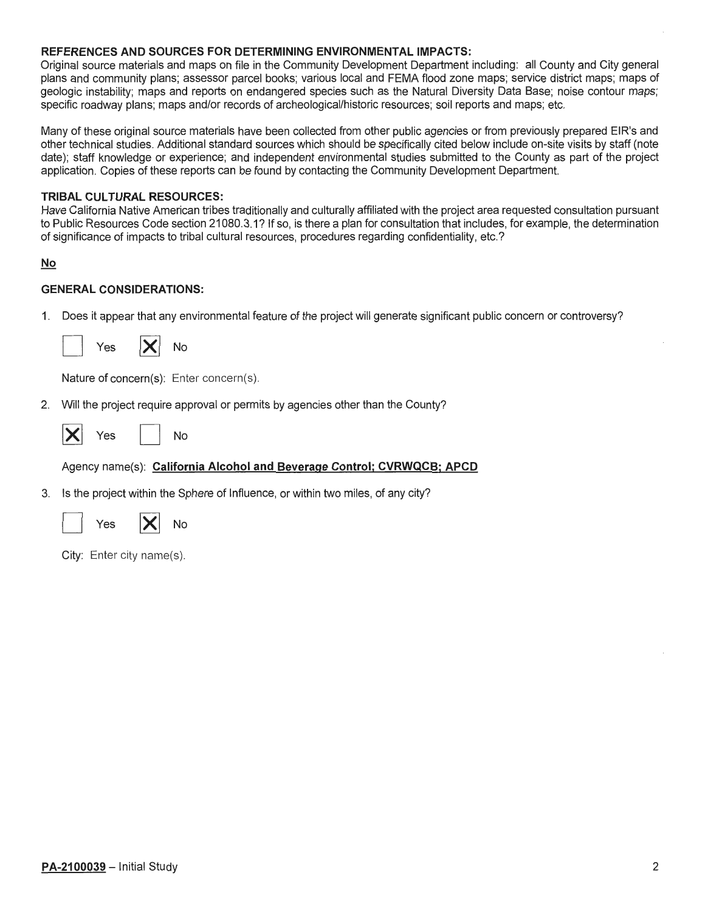**REFERENCES AND SOURCES FOR DETERMINING ENVIRONMENTAL IMPACTS:**
Original source materials and maps on file in the Community Development Department including: all County and City general plans and community plans; assessor parcel books; various local and FEMA flood zone maps; service district maps; maps of geologic instability; maps and reports on endangered species such as the Natural Diversity Data Base; noise contour maps; specific roadway plans; maps and/or records of archeological/historic resources; soil reports and maps; etc.

Many of these original source materials have been collected from other public agencies or from previously prepared EIR's and other technical studies. Additional standard sources which should be specifically cited below include on-site visits by staff (note date); staff knowledge or experience; and independent environmental studies submitted to the County as part of the project application. Copies of these reports can be found by contacting the Community Development Department.

**TRIBAL CULTURAL RESOURCES:**
Have California Native American tribes traditionally and culturally affiliated with the project area requested consultation pursuant to Public Resources Code section 21080.3.1? If so, is there a plan for consultation that includes, for example, the determination of significance of impacts to tribal cultural resources, procedures regarding confidentiality, etc.?

**No**

**GENERAL CONSIDERATIONS:**

1. Does it appear that any environmental feature of the project will generate significant public concern or controversy?

   ☐ Yes ☒ No

   Nature of concern(s): Enter concern(s).

2. Will the project require approval or permits by agencies other than the County?

   ☒ Yes ☐ No

   Agency name(s): **California Alcohol and Beverage Control; CVRWQCB; APCD**

3. Is the project within the Sphere of Influence, or within two miles, of any city?

   ☐ Yes ☒ No

   City: Enter city name(s).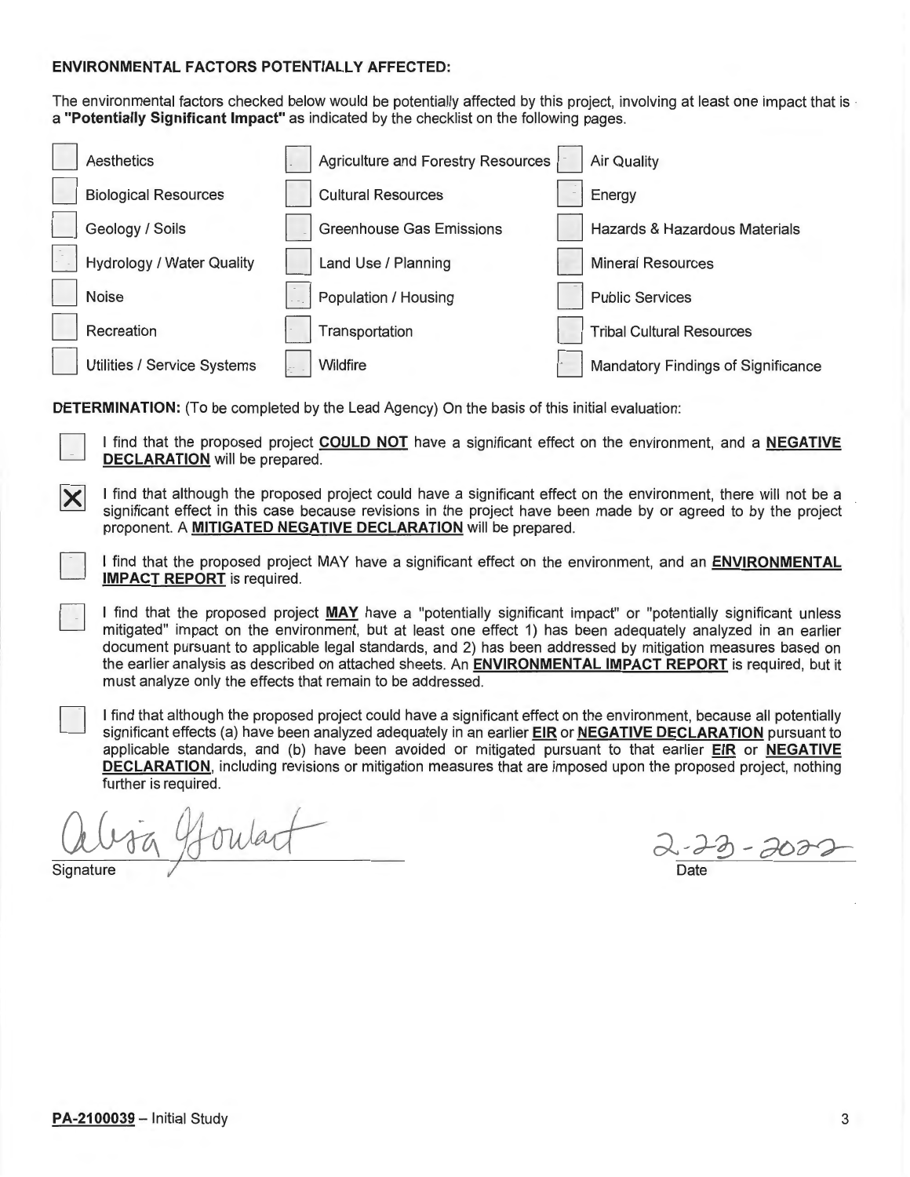**ENVIRONMENTAL FACTORS POTENTIALLY AFFECTED:**

The environmental factors checked below would be potentially affected by this project, involving at least one impact that is a **"Potentially Significant Impact"** as indicated by the checklist on the following pages.

| | | |
|---|---|---|
| ☐ Aesthetics | ☐ Agriculture and Forestry Resources | ☐ Air Quality |
| ☐ Biological Resources | ☐ Cultural Resources | ☐ Energy |
| ☐ Geology / Soils | ☐ Greenhouse Gas Emissions | ☐ Hazards & Hazardous Materials |
| ☐ Hydrology / Water Quality | ☐ Land Use / Planning | ☐ Mineral Resources |
| ☐ Noise | ☐ Population / Housing | ☐ Public Services |
| ☐ Recreation | ☐ Transportation | ☐ Tribal Cultural Resources |
| ☐ Utilities / Service Systems | ☐ Wildfire | ☐ Mandatory Findings of Significance |

**DETERMINATION:** (To be completed by the Lead Agency) On the basis of this initial evaluation:

☐ I find that the proposed project **COULD NOT** have a significant effect on the environment, and a **NEGATIVE DECLARATION** will be prepared.

☒ I find that although the proposed project could have a significant effect on the environment, there will not be a significant effect in this case because revisions in the project have been made by or agreed to by the project proponent. A **MITIGATED NEGATIVE DECLARATION** will be prepared.

☐ I find that the proposed project MAY have a significant effect on the environment, and an **ENVIRONMENTAL IMPACT REPORT** is required.

☐ I find that the proposed project **MAY** have a "potentially significant impact" or "potentially significant unless mitigated" impact on the environment, but at least one effect 1) has been adequately analyzed in an earlier document pursuant to applicable legal standards, and 2) has been addressed by mitigation measures based on the earlier analysis as described on attached sheets. An **ENVIRONMENTAL IMPACT REPORT** is required, but it must analyze only the effects that remain to be addressed.

☐ I find that although the proposed project could have a significant effect on the environment, because all potentially significant effects (a) have been analyzed adequately in an earlier **EIR** or **NEGATIVE DECLARATION** pursuant to applicable standards, and (b) have been avoided or mitigated pursuant to that earlier **EIR** or **NEGATIVE DECLARATION**, including revisions or mitigation measures that are imposed upon the proposed project, nothing further is required.

Alisa Youlat
Signature

2-23-2022
Date

**PA-2100039** – Initial Study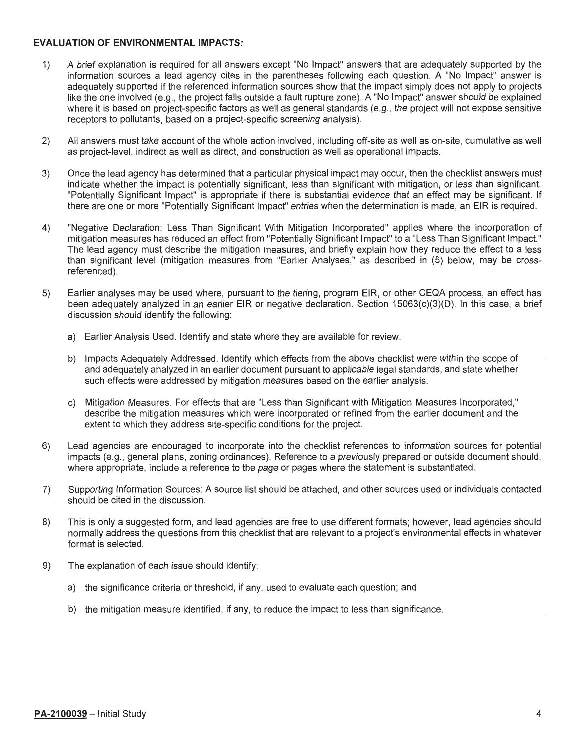**EVALUATION OF ENVIRONMENTAL IMPACTS:**

1) A brief explanation is required for all answers except "No Impact" answers that are adequately supported by the information sources a lead agency cites in the parentheses following each question. A "No Impact" answer is adequately supported if the referenced information sources show that the impact simply does not apply to projects like the one involved (e.g., the project falls outside a fault rupture zone). A "No Impact" answer should be explained where it is based on project-specific factors as well as general standards (e.g., the project will not expose sensitive receptors to pollutants, based on a project-specific screening analysis).

2) All answers must take account of the whole action involved, including off-site as well as on-site, cumulative as well as project-level, indirect as well as direct, and construction as well as operational impacts.

3) Once the lead agency has determined that a particular physical impact may occur, then the checklist answers must indicate whether the impact is potentially significant, less than significant with mitigation, or less than significant. "Potentially Significant Impact" is appropriate if there is substantial evidence that an effect may be significant. If there are one or more "Potentially Significant Impact" entries when the determination is made, an EIR is required.

4) "Negative Declaration: Less Than Significant With Mitigation Incorporated" applies where the incorporation of mitigation measures has reduced an effect from "Potentially Significant Impact" to a "Less Than Significant Impact." The lead agency must describe the mitigation measures, and briefly explain how they reduce the effect to a less than significant level (mitigation measures from "Earlier Analyses," as described in (5) below, may be cross-referenced).

5) Earlier analyses may be used where, pursuant to the tiering, program EIR, or other CEQA process, an effect has been adequately analyzed in an earlier EIR or negative declaration. Section 15063(c)(3)(D). In this case, a brief discussion should identify the following:

   a) Earlier Analysis Used. Identify and state where they are available for review.

   b) Impacts Adequately Addressed. Identify which effects from the above checklist were within the scope of and adequately analyzed in an earlier document pursuant to applicable legal standards, and state whether such effects were addressed by mitigation measures based on the earlier analysis.

   c) Mitigation Measures. For effects that are "Less than Significant with Mitigation Measures Incorporated," describe the mitigation measures which were incorporated or refined from the earlier document and the extent to which they address site-specific conditions for the project.

6) Lead agencies are encouraged to incorporate into the checklist references to information sources for potential impacts (e.g., general plans, zoning ordinances). Reference to a previously prepared or outside document should, where appropriate, include a reference to the page or pages where the statement is substantiated.

7) Supporting Information Sources: A source list should be attached, and other sources used or individuals contacted should be cited in the discussion.

8) This is only a suggested form, and lead agencies are free to use different formats; however, lead agencies should normally address the questions from this checklist that are relevant to a project's environmental effects in whatever format is selected.

9) The explanation of each issue should identify:

   a) the significance criteria or threshold, if any, used to evaluate each question; and

   b) the mitigation measure identified, if any, to reduce the impact to less than significance.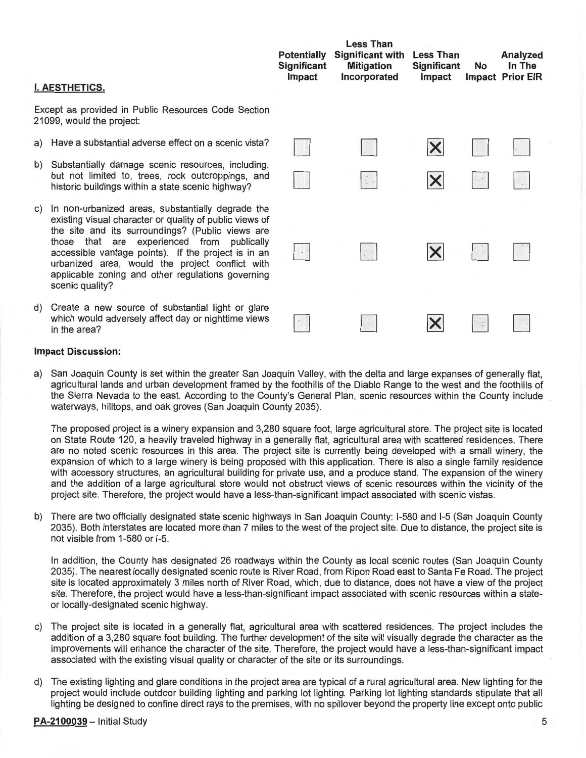## I. AESTHETICS.

| Except as provided in Public Resources Code Section 21099, would the project: | Potentially Significant Impact | Less Than Significant with Mitigation Incorporated | Less Than Significant Impact | No Impact | Analyzed In The Prior EIR |
|---|---|---|---|---|---|
| a) Have a substantial adverse effect on a scenic vista? | ☐ | ☐ | ☒ | ☐ | ☐ |
| b) Substantially damage scenic resources, including, but not limited to, trees, rock outcroppings, and historic buildings within a state scenic highway? | ☐ | ☐ | ☒ | ☐ | ☐ |
| c) In non-urbanized areas, substantially degrade the existing visual character or quality of public views of the site and its surroundings? (Public views are those that are experienced from publically accessible vantage points). If the project is in an urbanized area, would the project conflict with applicable zoning and other regulations governing scenic quality? | ☐ | ☐ | ☒ | ☐ | ☐ |
| d) Create a new source of substantial light or glare which would adversely affect day or nighttime views in the area? | ☐ | ☐ | ☒ | ☐ | ☐ |

**Impact Discussion:**

a) San Joaquin County is set within the greater San Joaquin Valley, with the delta and large expanses of generally flat, agricultural lands and urban development framed by the foothills of the Diablo Range to the west and the foothills of the Sierra Nevada to the east. According to the County's General Plan, scenic resources within the County include waterways, hilltops, and oak groves (San Joaquin County 2035).

The proposed project is a winery expansion and 3,280 square foot, large agricultural store. The project site is located on State Route 120, a heavily traveled highway in a generally flat, agricultural area with scattered residences. There are no noted scenic resources in this area. The project site is currently being developed with a small winery, the expansion of which to a large winery is being proposed with this application. There is also a single family residence with accessory structures, an agricultural building for private use, and a produce stand. The expansion of the winery and the addition of a large agricultural store would not obstruct views of scenic resources within the vicinity of the project site. Therefore, the project would have a less-than-significant impact associated with scenic vistas.

b) There are two officially designated state scenic highways in San Joaquin County: I-580 and I-5 (San Joaquin County 2035). Both interstates are located more than 7 miles to the west of the project site. Due to distance, the project site is not visible from 1-580 or I-5.

In addition, the County has designated 26 roadways within the County as local scenic routes (San Joaquin County 2035). The nearest locally designated scenic route is River Road, from Ripon Road east to Santa Fe Road. The project site is located approximately 3 miles north of River Road, which, due to distance, does not have a view of the project site. Therefore, the project would have a less-than-significant impact associated with scenic resources within a state- or locally-designated scenic highway.

c) The project site is located in a generally flat, agricultural area with scattered residences. The project includes the addition of a 3,280 square foot building. The further development of the site will visually degrade the character as the improvements will enhance the character of the site. Therefore, the project would have a less-than-significant impact associated with the existing visual quality or character of the site or its surroundings.

d) The existing lighting and glare conditions in the project area are typical of a rural agricultural area. New lighting for the project would include outdoor building lighting and parking lot lighting. Parking lot lighting standards stipulate that all lighting be designed to confine direct rays to the premises, with no spillover beyond the property line except onto public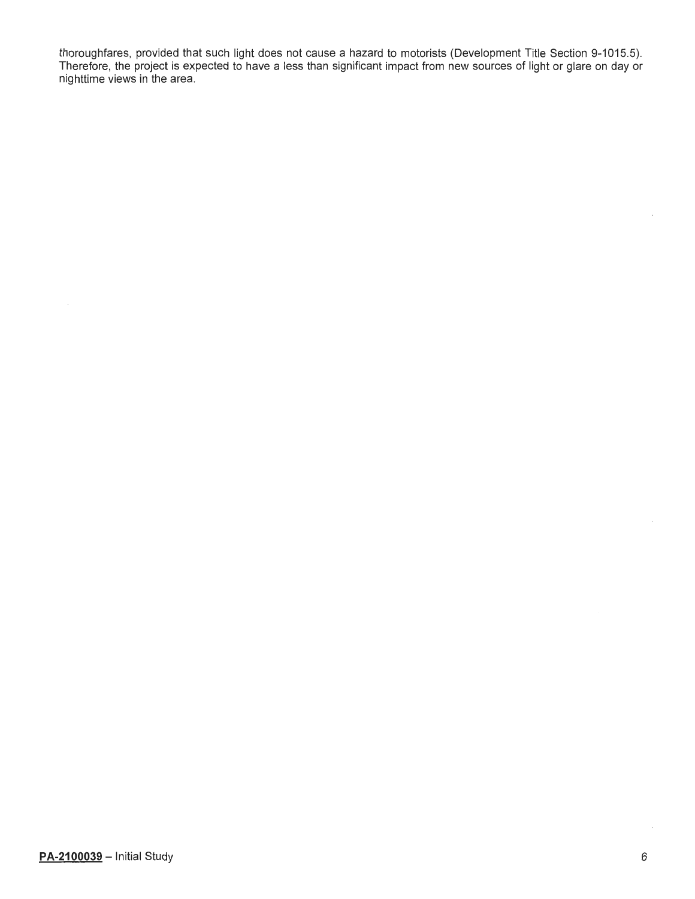thoroughfares, provided that such light does not cause a hazard to motorists (Development Title Section 9-1015.5). Therefore, the project is expected to have a less than significant impact from new sources of light or glare on day or nighttime views in the area.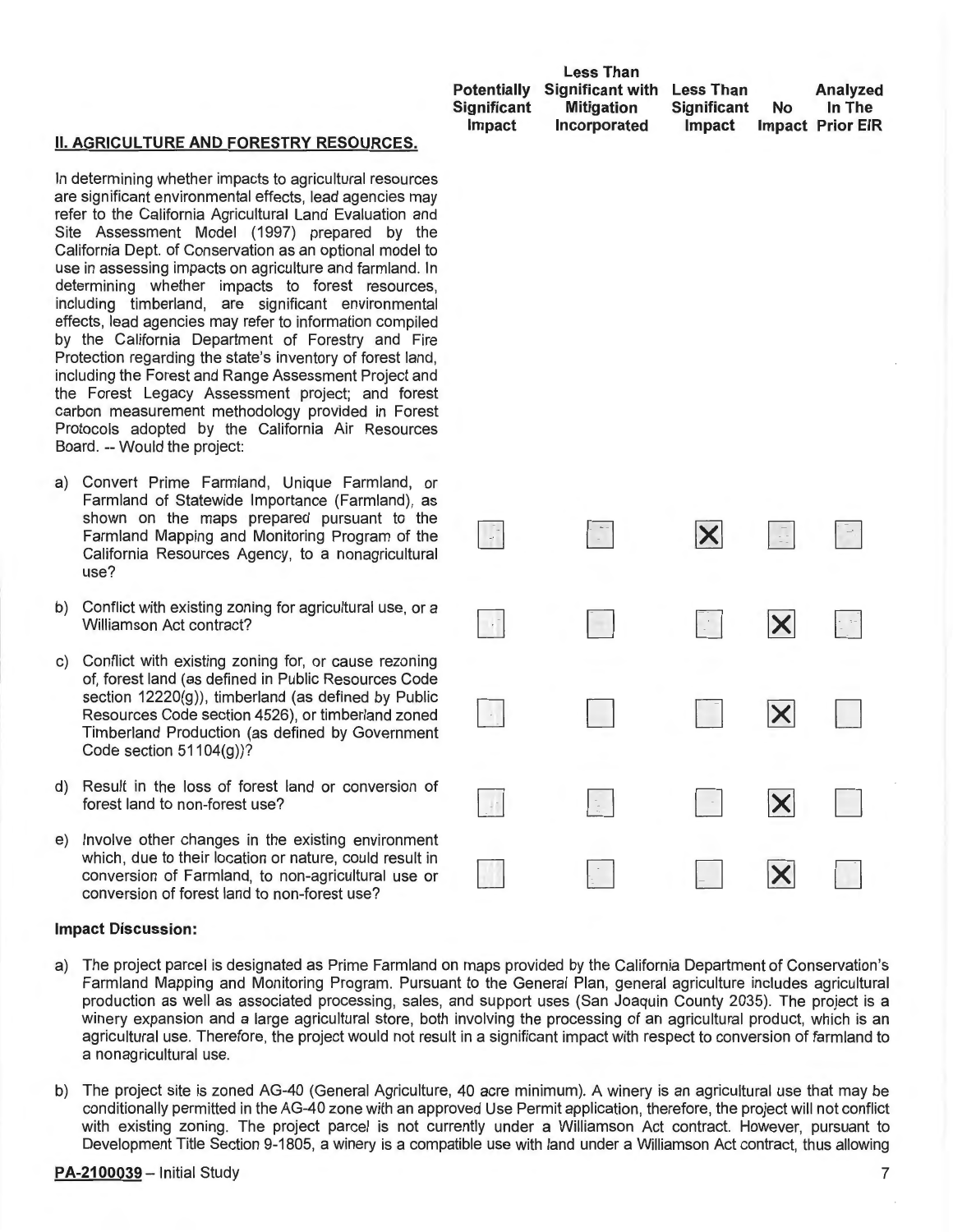## II. AGRICULTURE AND FORESTRY RESOURCES.

In determining whether impacts to agricultural resources are significant environmental effects, lead agencies may refer to the California Agricultural Land Evaluation and Site Assessment Model (1997) prepared by the California Dept. of Conservation as an optional model to use in assessing impacts on agriculture and farmland. In determining whether impacts to forest resources, including timberland, are significant environmental effects, lead agencies may refer to information compiled by the California Department of Forestry and Fire Protection regarding the state's inventory of forest land, including the Forest and Range Assessment Project and the Forest Legacy Assessment project; and forest carbon measurement methodology provided in Forest Protocols adopted by the California Air Resources Board. -- Would the project:

| | Potentially Significant Impact | Less Than Significant with Mitigation Incorporated | Less Than Significant Impact | No Impact | Analyzed In The Prior EIR |
|---|---|---|---|---|---|
| a) Convert Prime Farmland, Unique Farmland, or Farmland of Statewide Importance (Farmland), as shown on the maps prepared pursuant to the Farmland Mapping and Monitoring Program of the California Resources Agency, to a nonagricultural use? | ☐ | ☐ | ☒ | ☐ | ☐ |
| b) Conflict with existing zoning for agricultural use, or a Williamson Act contract? | ☐ | ☐ | ☐ | ☒ | ☐ |
| c) Conflict with existing zoning for, or cause rezoning of, forest land (as defined in Public Resources Code section 12220(g)), timberland (as defined by Public Resources Code section 4526), or timberland zoned Timberland Production (as defined by Government Code section 51104(g))? | ☐ | ☐ | ☐ | ☒ | ☐ |
| d) Result in the loss of forest land or conversion of forest land to non-forest use? | ☐ | ☐ | ☐ | ☒ | ☐ |
| e) Involve other changes in the existing environment which, due to their location or nature, could result in conversion of Farmland, to non-agricultural use or conversion of forest land to non-forest use? | ☐ | ☐ | ☐ | ☒ | ☐ |

### Impact Discussion:

a) The project parcel is designated as Prime Farmland on maps provided by the California Department of Conservation's Farmland Mapping and Monitoring Program. Pursuant to the General Plan, general agriculture includes agricultural production as well as associated processing, sales, and support uses (San Joaquin County 2035). The project is a winery expansion and a large agricultural store, both involving the processing of an agricultural product, which is an agricultural use. Therefore, the project would not result in a significant impact with respect to conversion of farmland to a nonagricultural use.

b) The project site is zoned AG-40 (General Agriculture, 40 acre minimum). A winery is an agricultural use that may be conditionally permitted in the AG-40 zone with an approved Use Permit application, therefore, the project will not conflict with existing zoning. The project parcel is not currently under a Williamson Act contract. However, pursuant to Development Title Section 9-1805, a winery is a compatible use with land under a Williamson Act contract, thus allowing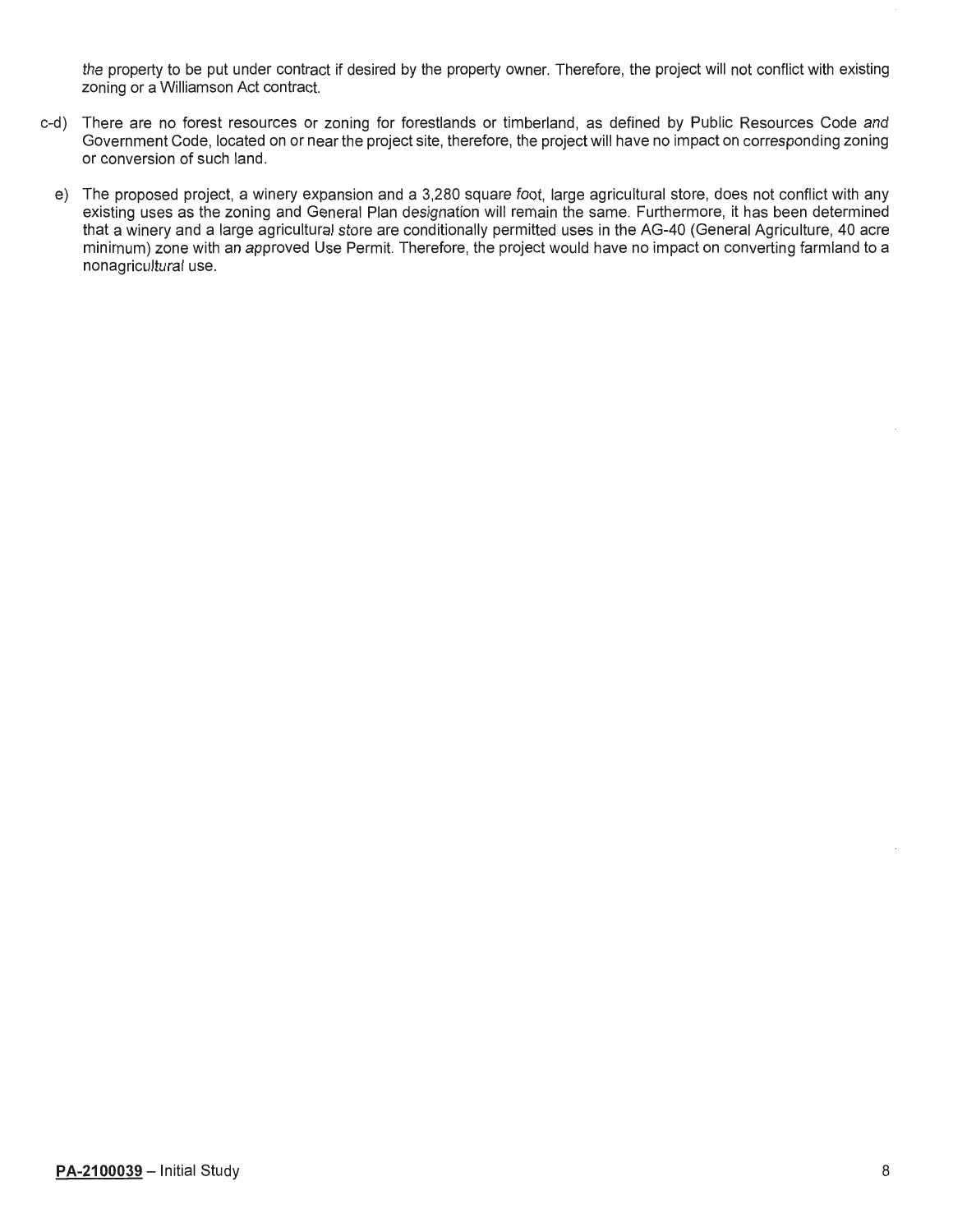the property to be put under contract if desired by the property owner. Therefore, the project will not conflict with existing zoning or a Williamson Act contract.

c-d) There are no forest resources or zoning for forestlands or timberland, as defined by Public Resources Code and Government Code, located on or near the project site, therefore, the project will have no impact on corresponding zoning or conversion of such land.

e) The proposed project, a winery expansion and a 3,280 square foot, large agricultural store, does not conflict with any existing uses as the zoning and General Plan designation will remain the same. Furthermore, it has been determined that a winery and a large agricultural store are conditionally permitted uses in the AG-40 (General Agriculture, 40 acre minimum) zone with an approved Use Permit. Therefore, the project would have no impact on converting farmland to a nonagricultural use.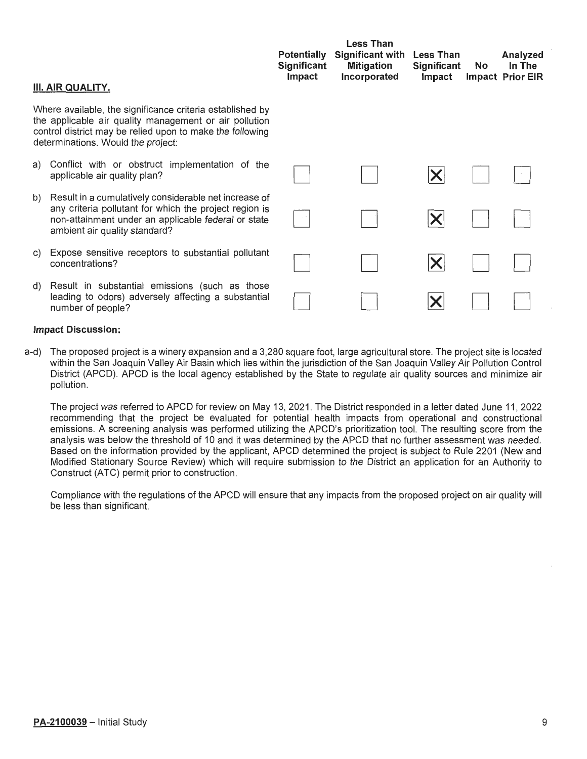| III. AIR QUALITY. | Potentially Significant Impact | Less Than Significant with Mitigation Incorporated | Less Than Significant Impact | No Impact | Analyzed In The Prior EIR |
|---|---|---|---|---|---|
| Where available, the significance criteria established by the applicable air quality management or air pollution control district may be relied upon to make the following determinations. Would the project: | | | | | |
| a) Conflict with or obstruct implementation of the applicable air quality plan? | ☐ | ☐ | ☒ | ☐ | ☐ |
| b) Result in a cumulatively considerable net increase of any criteria pollutant for which the project region is non-attainment under an applicable federal or state ambient air quality standard? | ☐ | ☐ | ☒ | ☐ | ☐ |
| c) Expose sensitive receptors to substantial pollutant concentrations? | ☐ | ☐ | ☒ | ☐ | ☐ |
| d) Result in substantial emissions (such as those leading to odors) adversely affecting a substantial number of people? | ☐ | ☐ | ☒ | ☐ | ☐ |

**Impact Discussion:**

a-d) The proposed project is a winery expansion and a 3,280 square foot, large agricultural store. The project site is located within the San Joaquin Valley Air Basin which lies within the jurisdiction of the San Joaquin Valley Air Pollution Control District (APCD). APCD is the local agency established by the State to regulate air quality sources and minimize air pollution.

The project was referred to APCD for review on May 13, 2021. The District responded in a letter dated June 11, 2022 recommending that the project be evaluated for potential health impacts from operational and constructional emissions. A screening analysis was performed utilizing the APCD's prioritization tool. The resulting score from the analysis was below the threshold of 10 and it was determined by the APCD that no further assessment was needed. Based on the information provided by the applicant, APCD determined the project is subject to Rule 2201 (New and Modified Stationary Source Review) which will require submission to the District an application for an Authority to Construct (ATC) permit prior to construction.

Compliance with the regulations of the APCD will ensure that any impacts from the proposed project on air quality will be less than significant.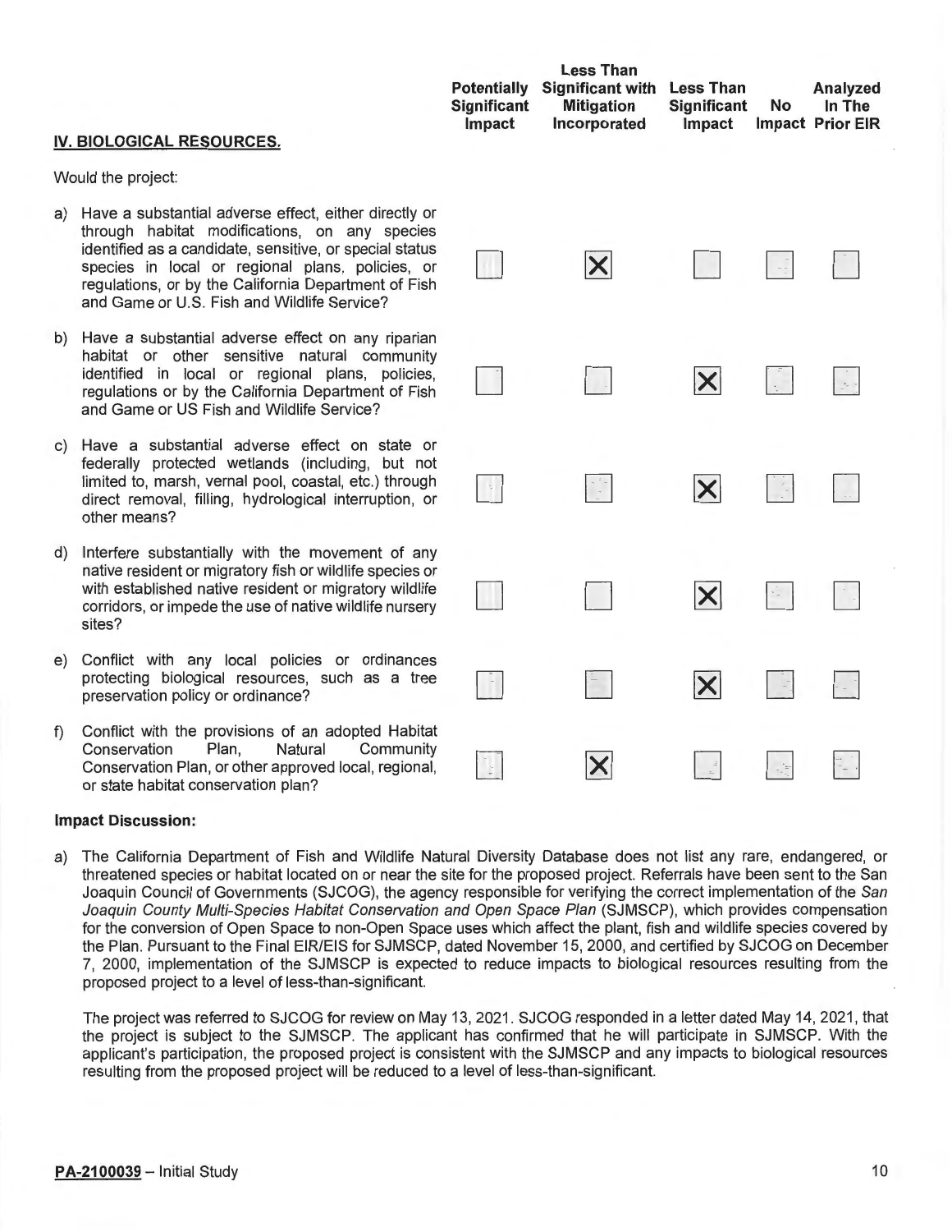| **IV. BIOLOGICAL RESOURCES.** | Potentially Significant Impact | Less Than Significant with Mitigation Incorporated | Less Than Significant Impact | No Impact | Analyzed In The Prior EIR |
|---|---|---|---|---|---|
| Would the project: | | | | | |
| a) Have a substantial adverse effect, either directly or through habitat modifications, on any species identified as a candidate, sensitive, or special status species in local or regional plans, policies, or regulations, or by the California Department of Fish and Game or U.S. Fish and Wildlife Service? | ☐ | ☒ | ☐ | ☐ | ☐ |
| b) Have a substantial adverse effect on any riparian habitat or other sensitive natural community identified in local or regional plans, policies, regulations or by the California Department of Fish and Game or US Fish and Wildlife Service? | ☐ | ☐ | ☒ | ☐ | ☐ |
| c) Have a substantial adverse effect on state or federally protected wetlands (including, but not limited to, marsh, vernal pool, coastal, etc.) through direct removal, filling, hydrological interruption, or other means? | ☐ | ☐ | ☒ | ☐ | ☐ |
| d) Interfere substantially with the movement of any native resident or migratory fish or wildlife species or with established native resident or migratory wildlife corridors, or impede the use of native wildlife nursery sites? | ☐ | ☐ | ☒ | ☐ | ☐ |
| e) Conflict with any local policies or ordinances protecting biological resources, such as a tree preservation policy or ordinance? | ☐ | ☐ | ☒ | ☐ | ☐ |
| f) Conflict with the provisions of an adopted Habitat Conservation Plan, Natural Community Conservation Plan, or other approved local, regional, or state habitat conservation plan? | ☐ | ☒ | ☐ | ☐ | ☐ |

**Impact Discussion:**

a) The California Department of Fish and Wildlife Natural Diversity Database does not list any rare, endangered, or threatened species or habitat located on or near the site for the proposed project. Referrals have been sent to the San Joaquin Council of Governments (SJCOG), the agency responsible for verifying the correct implementation of the *San Joaquin County Multi-Species Habitat Conservation and Open Space Plan* (SJMSCP), which provides compensation for the conversion of Open Space to non-Open Space uses which affect the plant, fish and wildlife species covered by the Plan. Pursuant to the Final EIR/EIS for SJMSCP, dated November 15, 2000, and certified by SJCOG on December 7, 2000, implementation of the SJMSCP is expected to reduce impacts to biological resources resulting from the proposed project to a level of less-than-significant.

The project was referred to SJCOG for review on May 13, 2021. SJCOG responded in a letter dated May 14, 2021, that the project is subject to the SJMSCP. The applicant has confirmed that he will participate in SJMSCP. With the applicant's participation, the proposed project is consistent with the SJMSCP and any impacts to biological resources resulting from the proposed project will be reduced to a level of less-than-significant.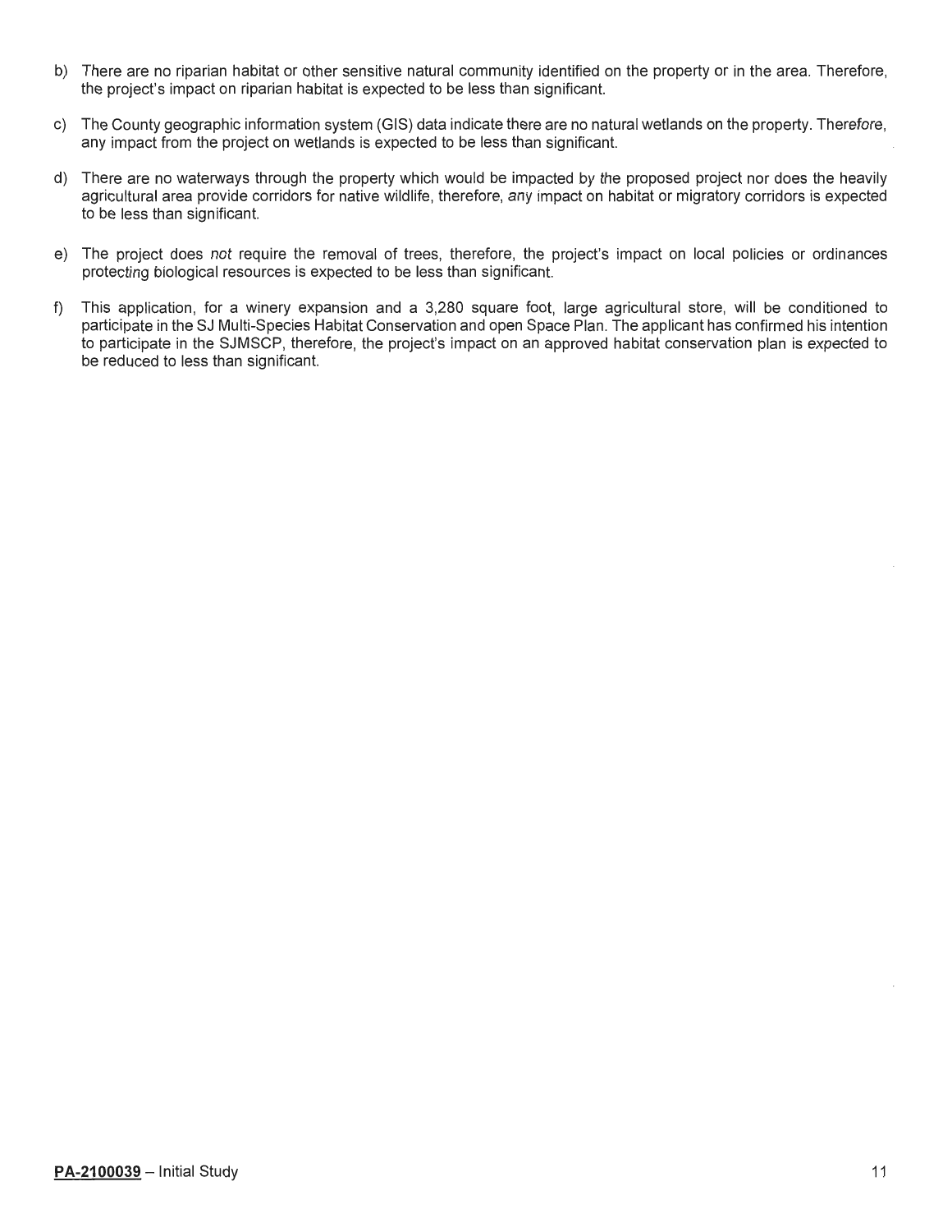b) There are no riparian habitat or other sensitive natural community identified on the property or in the area. Therefore, the project's impact on riparian habitat is expected to be less than significant.

c) The County geographic information system (GIS) data indicate there are no natural wetlands on the property. Therefore, any impact from the project on wetlands is expected to be less than significant.

d) There are no waterways through the property which would be impacted by the proposed project nor does the heavily agricultural area provide corridors for native wildlife, therefore, any impact on habitat or migratory corridors is expected to be less than significant.

e) The project does *not* require the removal of trees, therefore, the project's impact on local policies or ordinances protecting biological resources is expected to be less than significant.

f) This application, for a winery expansion and a 3,280 square foot, large agricultural store, will be conditioned to participate in the SJ Multi-Species Habitat Conservation and open Space Plan. The applicant has confirmed his intention to participate in the SJMSCP, therefore, the project's impact on an approved habitat conservation plan is expected to be reduced to less than significant.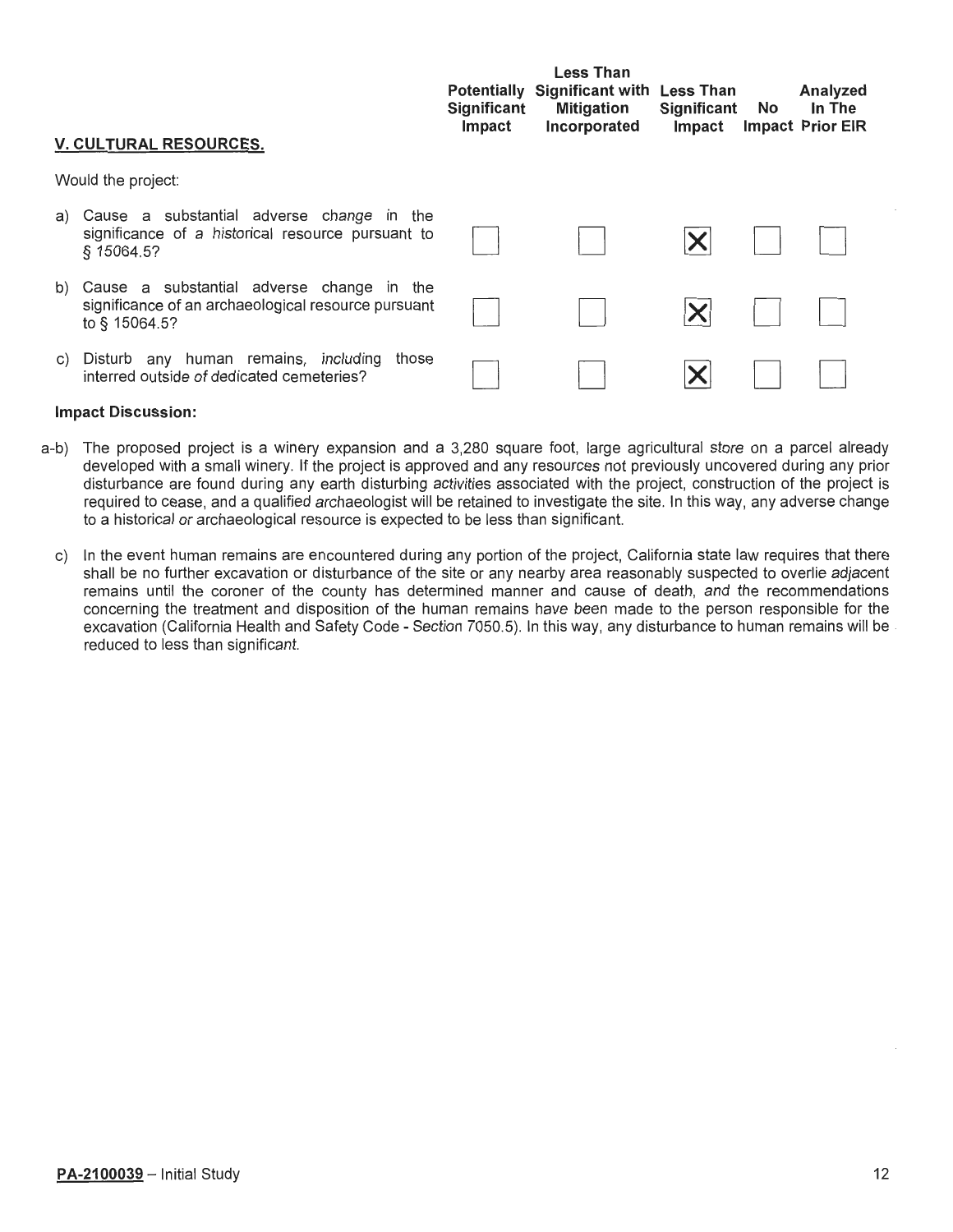| V. CULTURAL RESOURCES. | Potentially Significant Impact | Less Than Significant with Mitigation Incorporated | Less Than Significant Impact | No Impact | Analyzed In The Prior EIR |
|---|---|---|---|---|---|
| Would the project: | | | | | |
| a) Cause a substantial adverse change in the significance of a historical resource pursuant to § 15064.5? | ☐ | ☐ | ☒ | ☐ | ☐ |
| b) Cause a substantial adverse change in the significance of an archaeological resource pursuant to § 15064.5? | ☐ | ☐ | ☒ | ☐ | ☐ |
| c) Disturb any human remains, including those interred outside of dedicated cemeteries? | ☐ | ☐ | ☒ | ☐ | ☐ |

**Impact Discussion:**

a-b) The proposed project is a winery expansion and a 3,280 square foot, large agricultural store on a parcel already developed with a small winery. If the project is approved and any resources not previously uncovered during any prior disturbance are found during any earth disturbing activities associated with the project, construction of the project is required to cease, and a qualified archaeologist will be retained to investigate the site. In this way, any adverse change to a historical or archaeological resource is expected to be less than significant.

c) In the event human remains are encountered during any portion of the project, California state law requires that there shall be no further excavation or disturbance of the site or any nearby area reasonably suspected to overlie adjacent remains until the coroner of the county has determined manner and cause of death, and the recommendations concerning the treatment and disposition of the human remains have been made to the person responsible for the excavation (California Health and Safety Code - Section 7050.5). In this way, any disturbance to human remains will be reduced to less than significant.

**PA-2100039** – Initial Study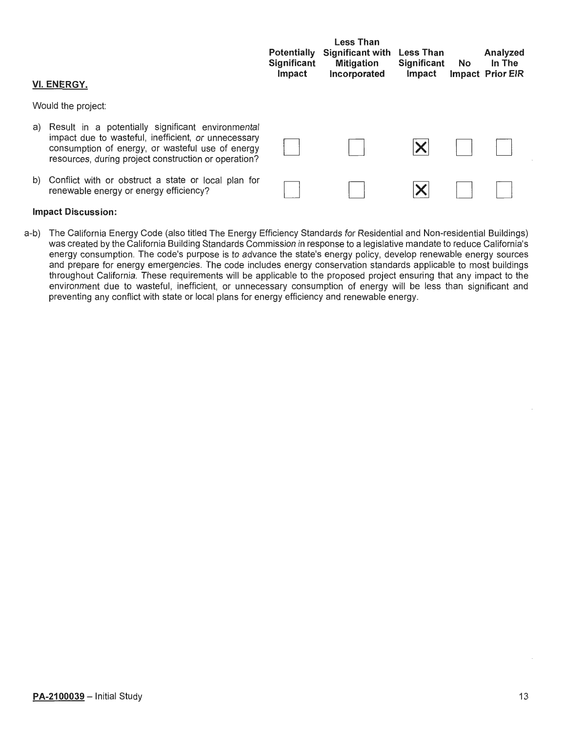| VI. ENERGY. | Potentially Significant Impact | Less Than Significant with Mitigation Incorporated | Less Than Significant Impact | No Impact | Analyzed In The Prior EIR |
|---|---|---|---|---|---|
| Would the project: | | | | | |
| a) Result in a potentially significant environmental impact due to wasteful, inefficient, or unnecessary consumption of energy, or wasteful use of energy resources, during project construction or operation? | ☐ | ☐ | ☒ | ☐ | ☐ |
| b) Conflict with or obstruct a state or local plan for renewable energy or energy efficiency? | ☐ | ☐ | ☒ | ☐ | ☐ |

**Impact Discussion:**

a-b) The California Energy Code (also titled The Energy Efficiency Standards for Residential and Non-residential Buildings) was created by the California Building Standards Commission in response to a legislative mandate to reduce California's energy consumption. The code's purpose is to advance the state's energy policy, develop renewable energy sources and prepare for energy emergencies. The code includes energy conservation standards applicable to most buildings throughout California. These requirements will be applicable to the proposed project ensuring that any impact to the environment due to wasteful, inefficient, or unnecessary consumption of energy will be less than significant and preventing any conflict with state or local plans for energy efficiency and renewable energy.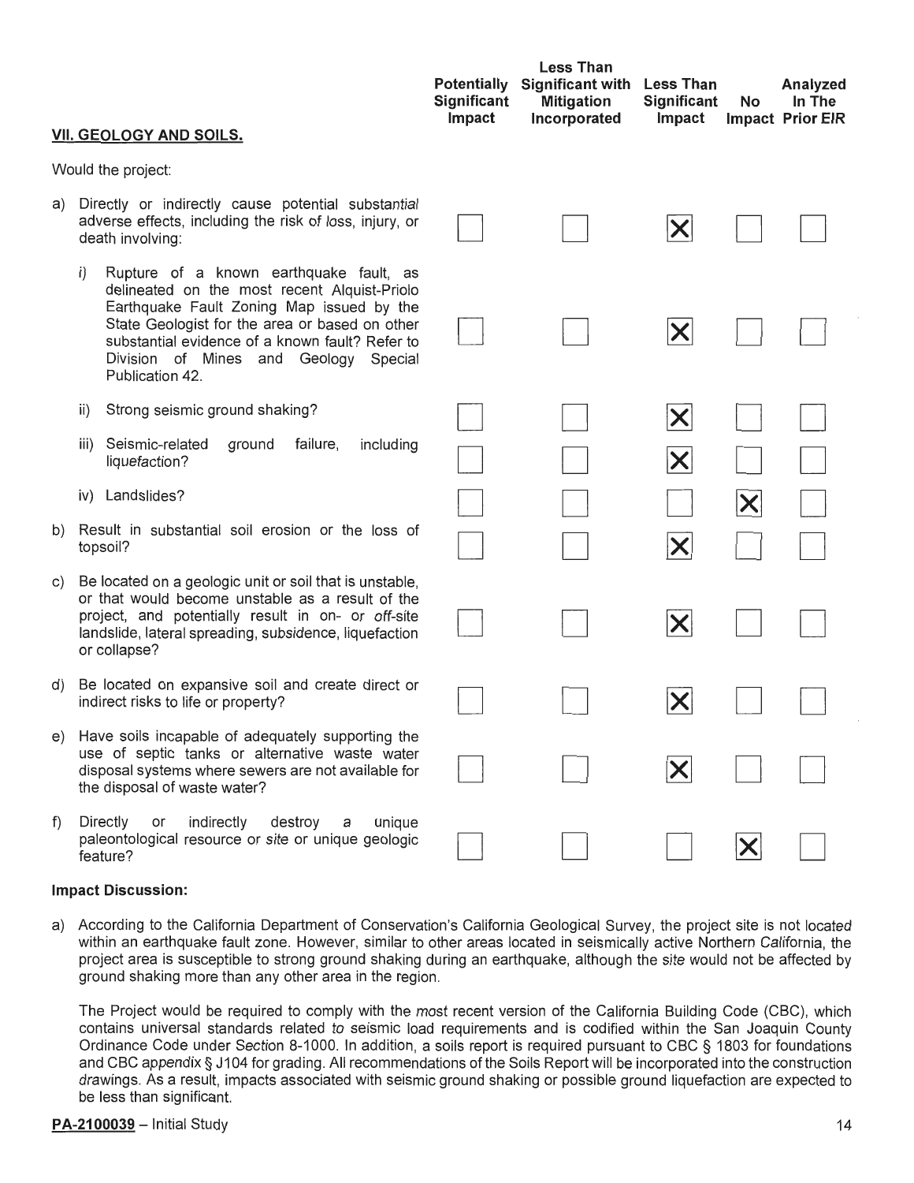| VII. GEOLOGY AND SOILS. | Potentially Significant Impact | Less Than Significant with Mitigation Incorporated | Less Than Significant Impact | No Impact | Analyzed In The Prior EIR |
|---|---|---|---|---|---|
| Would the project: | | | | | |
| a) Directly or indirectly cause potential substantial adverse effects, including the risk of loss, injury, or death involving: | ☐ | ☐ | ☒ | ☐ | ☐ |
| i) Rupture of a known earthquake fault, as delineated on the most recent Alquist-Priolo Earthquake Fault Zoning Map issued by the State Geologist for the area or based on other substantial evidence of a known fault? Refer to Division of Mines and Geology Special Publication 42. | ☐ | ☐ | ☒ | ☐ | ☐ |
| ii) Strong seismic ground shaking? | ☐ | ☐ | ☒ | ☐ | ☐ |
| iii) Seismic-related ground failure, including liquefaction? | ☐ | ☐ | ☒ | ☐ | ☐ |
| iv) Landslides? | ☐ | ☐ | ☐ | ☒ | ☐ |
| b) Result in substantial soil erosion or the loss of topsoil? | ☐ | ☐ | ☒ | ☐ | ☐ |
| c) Be located on a geologic unit or soil that is unstable, or that would become unstable as a result of the project, and potentially result in on- or off-site landslide, lateral spreading, subsidence, liquefaction or collapse? | ☐ | ☐ | ☒ | ☐ | ☐ |
| d) Be located on expansive soil and create direct or indirect risks to life or property? | ☐ | ☐ | ☒ | ☐ | ☐ |
| e) Have soils incapable of adequately supporting the use of septic tanks or alternative waste water disposal systems where sewers are not available for the disposal of waste water? | ☐ | ☐ | ☒ | ☐ | ☐ |
| f) Directly or indirectly destroy a unique paleontological resource or site or unique geologic feature? | ☐ | ☐ | ☐ | ☒ | ☐ |

**Impact Discussion:**

a) According to the California Department of Conservation's California Geological Survey, the project site is not located within an earthquake fault zone. However, similar to other areas located in seismically active Northern California, the project area is susceptible to strong ground shaking during an earthquake, although the site would not be affected by ground shaking more than any other area in the region.

The Project would be required to comply with the most recent version of the California Building Code (CBC), which contains universal standards related to seismic load requirements and is codified within the San Joaquin County Ordinance Code under Section 8-1000. In addition, a soils report is required pursuant to CBC § 1803 for foundations and CBC appendix § J104 for grading. All recommendations of the Soils Report will be incorporated into the construction drawings. As a result, impacts associated with seismic ground shaking or possible ground liquefaction are expected to be less than significant.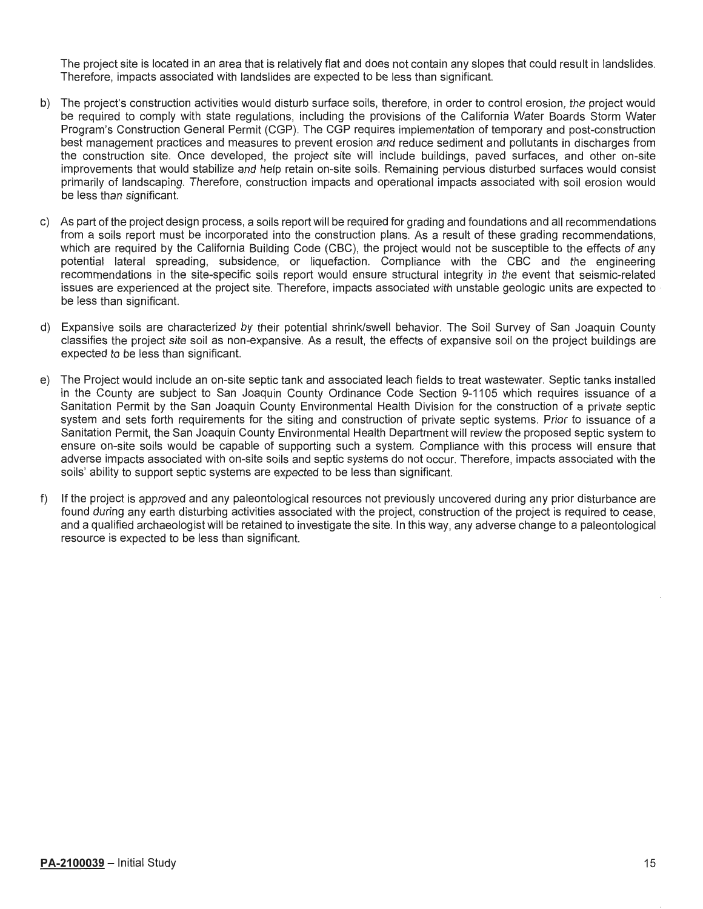The project site is located in an area that is relatively flat and does not contain any slopes that could result in landslides. Therefore, impacts associated with landslides are expected to be less than significant.

b) The project's construction activities would disturb surface soils, therefore, in order to control erosion, the project would be required to comply with state regulations, including the provisions of the California Water Boards Storm Water Program's Construction General Permit (CGP). The CGP requires implementation of temporary and post-construction best management practices and measures to prevent erosion and reduce sediment and pollutants in discharges from the construction site. Once developed, the project site will include buildings, paved surfaces, and other on-site improvements that would stabilize and help retain on-site soils. Remaining pervious disturbed surfaces would consist primarily of landscaping. Therefore, construction impacts and operational impacts associated with soil erosion would be less than significant.

c) As part of the project design process, a soils report will be required for grading and foundations and all recommendations from a soils report must be incorporated into the construction plans. As a result of these grading recommendations, which are required by the California Building Code (CBC), the project would not be susceptible to the effects of any potential lateral spreading, subsidence, or liquefaction. Compliance with the CBC and the engineering recommendations in the site-specific soils report would ensure structural integrity in the event that seismic-related issues are experienced at the project site. Therefore, impacts associated with unstable geologic units are expected to be less than significant.

d) Expansive soils are characterized by their potential shrink/swell behavior. The Soil Survey of San Joaquin County classifies the project site soil as non-expansive. As a result, the effects of expansive soil on the project buildings are expected to be less than significant.

e) The Project would include an on-site septic tank and associated leach fields to treat wastewater. Septic tanks installed in the County are subject to San Joaquin County Ordinance Code Section 9-1105 which requires issuance of a Sanitation Permit by the San Joaquin County Environmental Health Division for the construction of a private septic system and sets forth requirements for the siting and construction of private septic systems. Prior to issuance of a Sanitation Permit, the San Joaquin County Environmental Health Department will review the proposed septic system to ensure on-site soils would be capable of supporting such a system. Compliance with this process will ensure that adverse impacts associated with on-site soils and septic systems do not occur. Therefore, impacts associated with the soils' ability to support septic systems are expected to be less than significant.

f) If the project is approved and any paleontological resources not previously uncovered during any prior disturbance are found during any earth disturbing activities associated with the project, construction of the project is required to cease, and a qualified archaeologist will be retained to investigate the site. In this way, any adverse change to a paleontological resource is expected to be less than significant.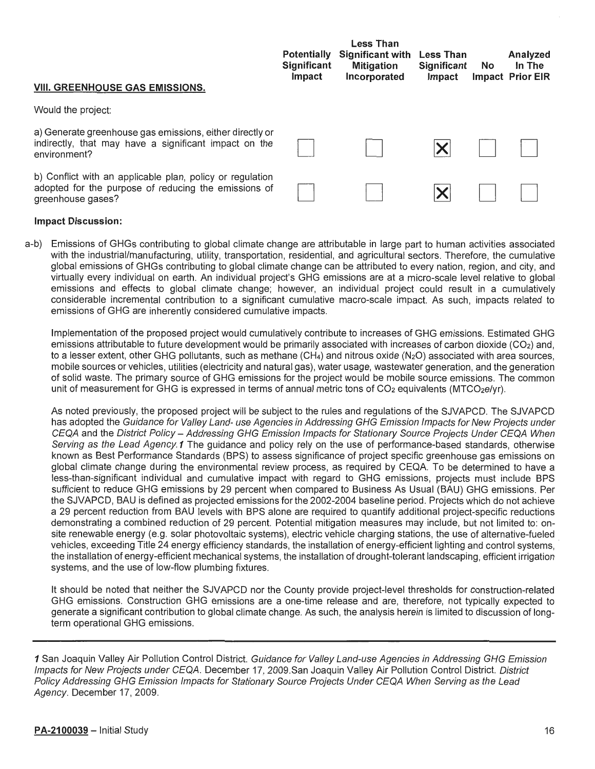| VIII. GREENHOUSE GAS EMISSIONS. | Potentially Significant Impact | Less Than Significant with Mitigation Incorporated | Less Than Significant Impact | No Impact | Analyzed In The Prior EIR |
|---|---|---|---|---|---|
| Would the project: | | | | | |
| a) Generate greenhouse gas emissions, either directly or indirectly, that may have a significant impact on the environment? | ☐ | ☐ | ☒ | ☐ | ☐ |
| b) Conflict with an applicable plan, policy or regulation adopted for the purpose of reducing the emissions of greenhouse gases? | ☐ | ☐ | ☒ | ☐ | ☐ |

**Impact Discussion:**

a-b) Emissions of GHGs contributing to global climate change are attributable in large part to human activities associated with the industrial/manufacturing, utility, transportation, residential, and agricultural sectors. Therefore, the cumulative global emissions of GHGs contributing to global climate change can be attributed to every nation, region, and city, and virtually every individual on earth. An individual project's GHG emissions are at a micro-scale level relative to global emissions and effects to global climate change; however, an individual project could result in a cumulatively considerable incremental contribution to a significant cumulative macro-scale impact. As such, impacts related to emissions of GHG are inherently considered cumulative impacts.

Implementation of the proposed project would cumulatively contribute to increases of GHG emissions. Estimated GHG emissions attributable to future development would be primarily associated with increases of carbon dioxide ($CO_2$) and, to a lesser extent, other GHG pollutants, such as methane ($CH_4$) and nitrous oxide ($N_2O$) associated with area sources, mobile sources or vehicles, utilities (electricity and natural gas), water usage, wastewater generation, and the generation of solid waste. The primary source of GHG emissions for the project would be mobile source emissions. The common unit of measurement for GHG is expressed in terms of annual metric tons of $CO_2$ equivalents ($MTCO_2e$/yr).

As noted previously, the proposed project will be subject to the rules and regulations of the SJVAPCD. The SJVAPCD has adopted the *Guidance for Valley Land- use Agencies in Addressing GHG Emission Impacts for New Projects under CEQA* and the *District Policy – Addressing GHG Emission Impacts for Stationary Source Projects Under CEQA When Serving as the Lead Agency.*[1] The guidance and policy rely on the use of performance-based standards, otherwise known as Best Performance Standards (BPS) to assess significance of project specific greenhouse gas emissions on global climate change during the environmental review process, as required by CEQA. To be determined to have a less-than-significant individual and cumulative impact with regard to GHG emissions, projects must include BPS sufficient to reduce GHG emissions by 29 percent when compared to Business As Usual (BAU) GHG emissions. Per the SJVAPCD, BAU is defined as projected emissions for the 2002-2004 baseline period. Projects which do not achieve a 29 percent reduction from BAU levels with BPS alone are required to quantify additional project-specific reductions demonstrating a combined reduction of 29 percent. Potential mitigation measures may include, but not limited to: on-site renewable energy (e.g. solar photovoltaic systems), electric vehicle charging stations, the use of alternative-fueled vehicles, exceeding Title 24 energy efficiency standards, the installation of energy-efficient lighting and control systems, the installation of energy-efficient mechanical systems, the installation of drought-tolerant landscaping, efficient irrigation systems, and the use of low-flow plumbing fixtures.

It should be noted that neither the SJVAPCD nor the County provide project-level thresholds for construction-related GHG emissions. Construction GHG emissions are a one-time release and are, therefore, not typically expected to generate a significant contribution to global climate change. As such, the analysis herein is limited to discussion of long-term operational GHG emissions.

---

[1] San Joaquin Valley Air Pollution Control District. *Guidance for Valley Land-use Agencies in Addressing GHG Emission Impacts for New Projects under CEQA.* December 17, 2009.San Joaquin Valley Air Pollution Control District. *District Policy Addressing GHG Emission Impacts for Stationary Source Projects Under CEQA When Serving as the Lead Agency.* December 17, 2009.

**PA-2100039** – Initial Study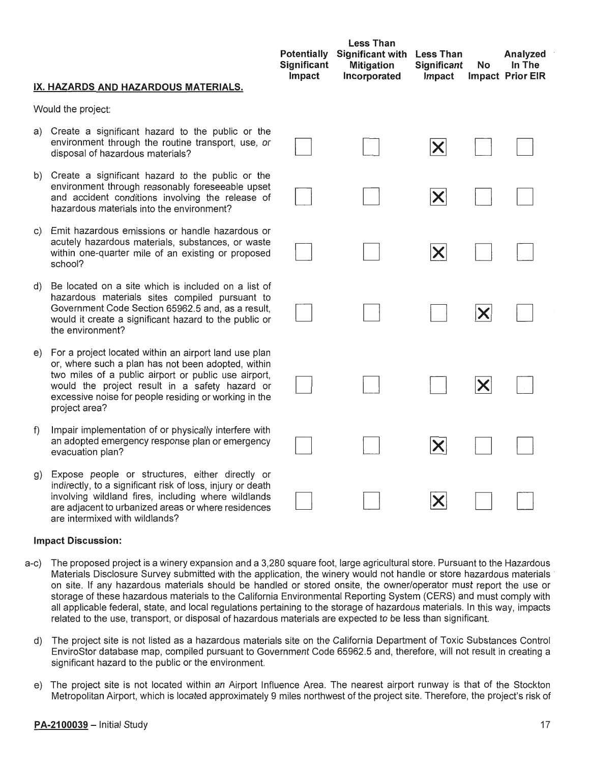| IX. HAZARDS AND HAZARDOUS MATERIALS. | Potentially Significant Impact | Less Than Significant with Mitigation Incorporated | Less Than Significant Impact | No Impact | Analyzed In The Prior EIR |
|---|---|---|---|---|---|
| Would the project: | | | | | |
| a) Create a significant hazard to the public or the environment through the routine transport, use, or disposal of hazardous materials? | ☐ | ☐ | ☒ | ☐ | ☐ |
| b) Create a significant hazard to the public or the environment through reasonably foreseeable upset and accident conditions involving the release of hazardous materials into the environment? | ☐ | ☐ | ☒ | ☐ | ☐ |
| c) Emit hazardous emissions or handle hazardous or acutely hazardous materials, substances, or waste within one-quarter mile of an existing or proposed school? | ☐ | ☐ | ☒ | ☐ | ☐ |
| d) Be located on a site which is included on a list of hazardous materials sites compiled pursuant to Government Code Section 65962.5 and, as a result, would it create a significant hazard to the public or the environment? | ☐ | ☐ | ☐ | ☒ | ☐ |
| e) For a project located within an airport land use plan or, where such a plan has not been adopted, within two miles of a public airport or public use airport, would the project result in a safety hazard or excessive noise for people residing or working in the project area? | ☐ | ☐ | ☐ | ☒ | ☐ |
| f) Impair implementation of or physically interfere with an adopted emergency response plan or emergency evacuation plan? | ☐ | ☐ | ☒ | ☐ | ☐ |
| g) Expose people or structures, either directly or indirectly, to a significant risk of loss, injury or death involving wildland fires, including where wildlands are adjacent to urbanized areas or where residences are intermixed with wildlands? | ☐ | ☐ | ☒ | ☐ | ☐ |

**Impact Discussion:**

a-c) The proposed project is a winery expansion and a 3,280 square foot, large agricultural store. Pursuant to the Hazardous Materials Disclosure Survey submitted with the application, the winery would not handle or store hazardous materials on site. If any hazardous materials should be handled or stored onsite, the owner/operator must report the use or storage of these hazardous materials to the California Environmental Reporting System (CERS) and must comply with all applicable federal, state, and local regulations pertaining to the storage of hazardous materials. In this way, impacts related to the use, transport, or disposal of hazardous materials are expected to be less than significant.

d) The project site is not listed as a hazardous materials site on the California Department of Toxic Substances Control EnviroStor database map, compiled pursuant to Government Code 65962.5 and, therefore, will not result in creating a significant hazard to the public or the environment.

e) The project site is not located within an Airport Influence Area. The nearest airport runway is that of the Stockton Metropolitan Airport, which is located approximately 9 miles northwest of the project site. Therefore, the project's risk of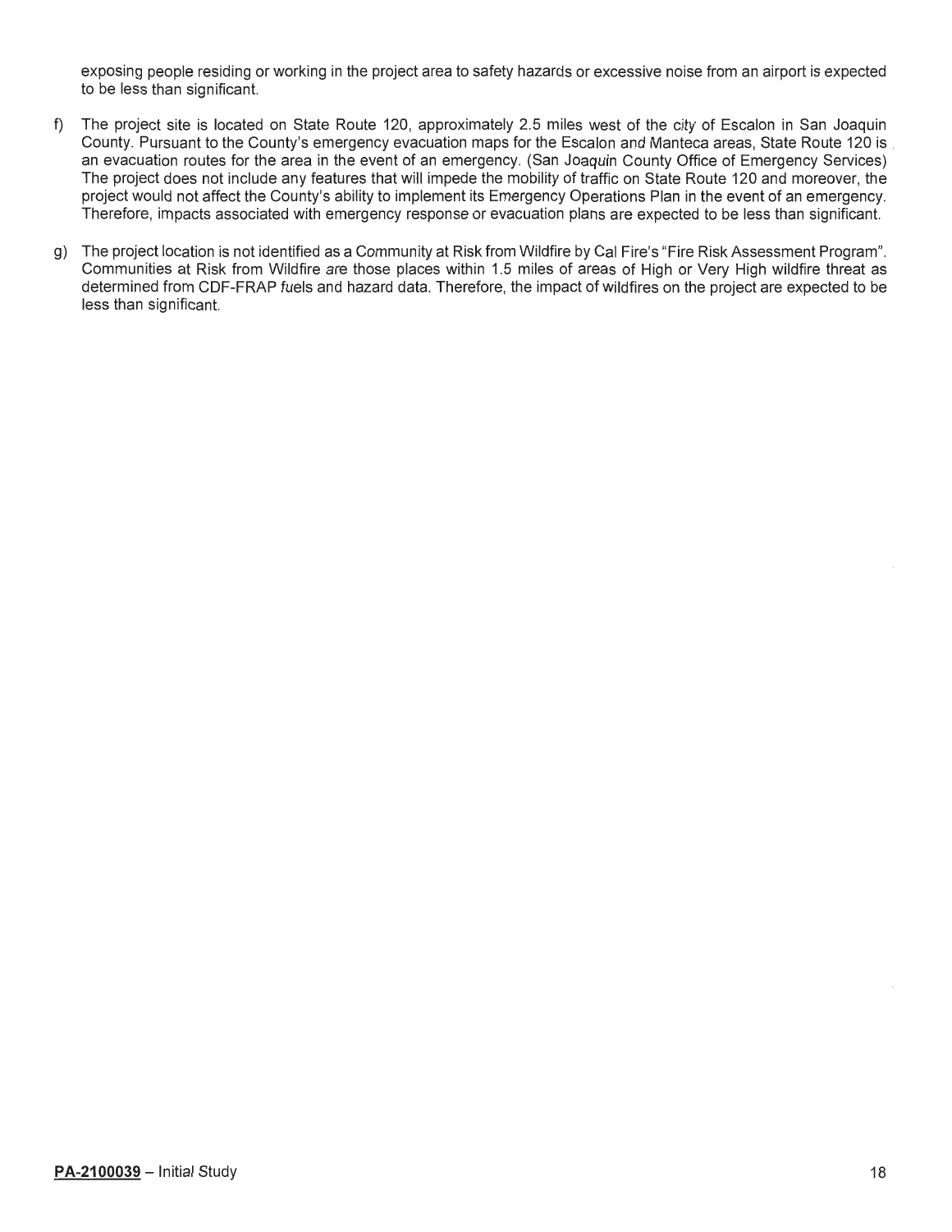exposing people residing or working in the project area to safety hazards or excessive noise from an airport is expected to be less than significant.

f) The project site is located on State Route 120, approximately 2.5 miles west of the city of Escalon in San Joaquin County. Pursuant to the County's emergency evacuation maps for the Escalon and Manteca areas, State Route 120 is an evacuation routes for the area in the event of an emergency. (San Joaquin County Office of Emergency Services) The project does not include any features that will impede the mobility of traffic on State Route 120 and moreover, the project would not affect the County's ability to implement its Emergency Operations Plan in the event of an emergency. Therefore, impacts associated with emergency response or evacuation plans are expected to be less than significant.

g) The project location is not identified as a Community at Risk from Wildfire by Cal Fire's "Fire Risk Assessment Program". Communities at Risk from Wildfire are those places within 1.5 miles of areas of High or Very High wildfire threat as determined from CDF-FRAP fuels and hazard data. Therefore, the impact of wildfires on the project are expected to be less than significant.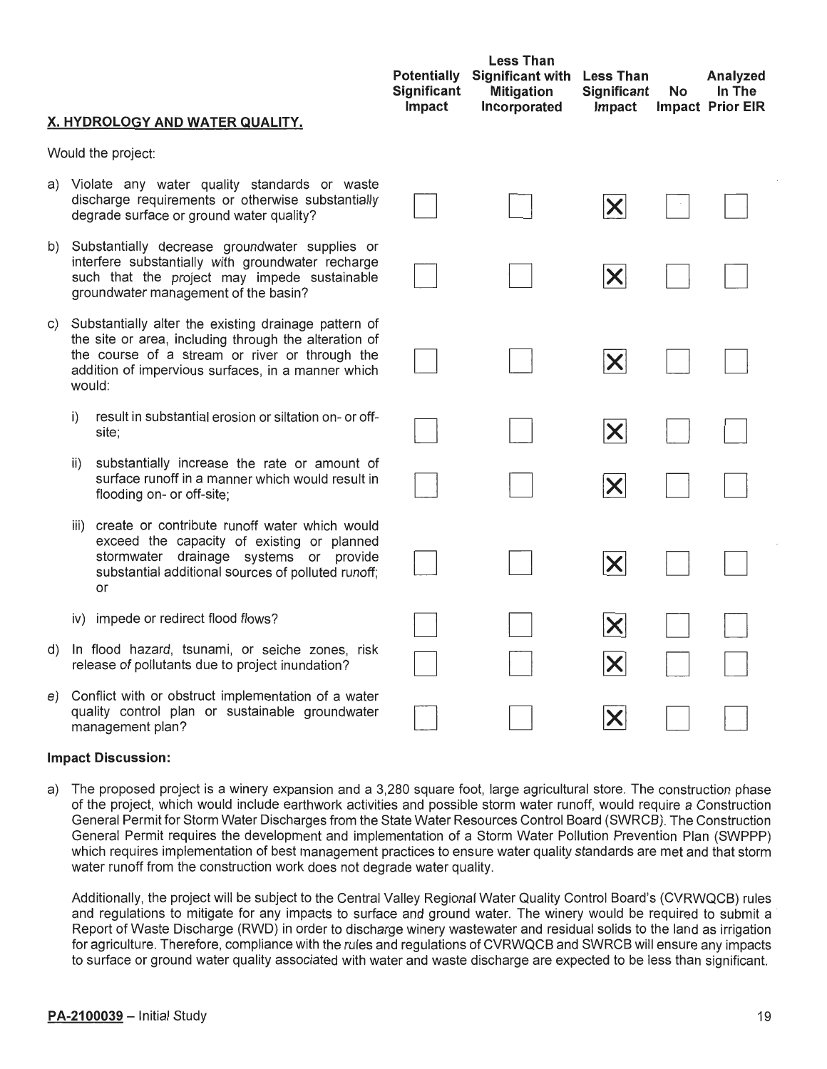| X. HYDROLOGY AND WATER QUALITY. | Potentially Significant Impact | Less Than Significant with Mitigation Incorporated | Less Than Significant Impact | No Impact | Analyzed In The Prior EIR |
|---|---|---|---|---|---|
| Would the project: | | | | | |
| a) Violate any water quality standards or waste discharge requirements or otherwise substantially degrade surface or ground water quality? | ☐ | ☐ | ☒ | ☐ | ☐ |
| b) Substantially decrease groundwater supplies or interfere substantially with groundwater recharge such that the project may impede sustainable groundwater management of the basin? | ☐ | ☐ | ☒ | ☐ | ☐ |
| c) Substantially alter the existing drainage pattern of the site or area, including through the alteration of the course of a stream or river or through the addition of impervious surfaces, in a manner which would: | ☐ | ☐ | ☒ | ☐ | ☐ |
| i) result in substantial erosion or siltation on- or off-site; | ☐ | ☐ | ☒ | ☐ | ☐ |
| ii) substantially increase the rate or amount of surface runoff in a manner which would result in flooding on- or off-site; | ☐ | ☐ | ☒ | ☐ | ☐ |
| iii) create or contribute runoff water which would exceed the capacity of existing or planned stormwater drainage systems or provide substantial additional sources of polluted runoff; or | ☐ | ☐ | ☒ | ☐ | ☐ |
| iv) impede or redirect flood flows? | ☐ | ☐ | ☒ | ☐ | ☐ |
| d) In flood hazard, tsunami, or seiche zones, risk release of pollutants due to project inundation? | ☐ | ☐ | ☒ | ☐ | ☐ |
| e) Conflict with or obstruct implementation of a water quality control plan or sustainable groundwater management plan? | ☐ | ☐ | ☒ | ☐ | ☐ |

**Impact Discussion:**

a) The proposed project is a winery expansion and a 3,280 square foot, large agricultural store. The construction phase of the project, which would include earthwork activities and possible storm water runoff, would require a Construction General Permit for Storm Water Discharges from the State Water Resources Control Board (SWRCB). The Construction General Permit requires the development and implementation of a Storm Water Pollution Prevention Plan (SWPPP) which requires implementation of best management practices to ensure water quality standards are met and that storm water runoff from the construction work does not degrade water quality.

Additionally, the project will be subject to the Central Valley Regional Water Quality Control Board's (CVRWQCB) rules and regulations to mitigate for any impacts to surface and ground water. The winery would be required to submit a Report of Waste Discharge (RWD) in order to discharge winery wastewater and residual solids to the land as irrigation for agriculture. Therefore, compliance with the rules and regulations of CVRWQCB and SWRCB will ensure any impacts to surface or ground water quality associated with water and waste discharge are expected to be less than significant.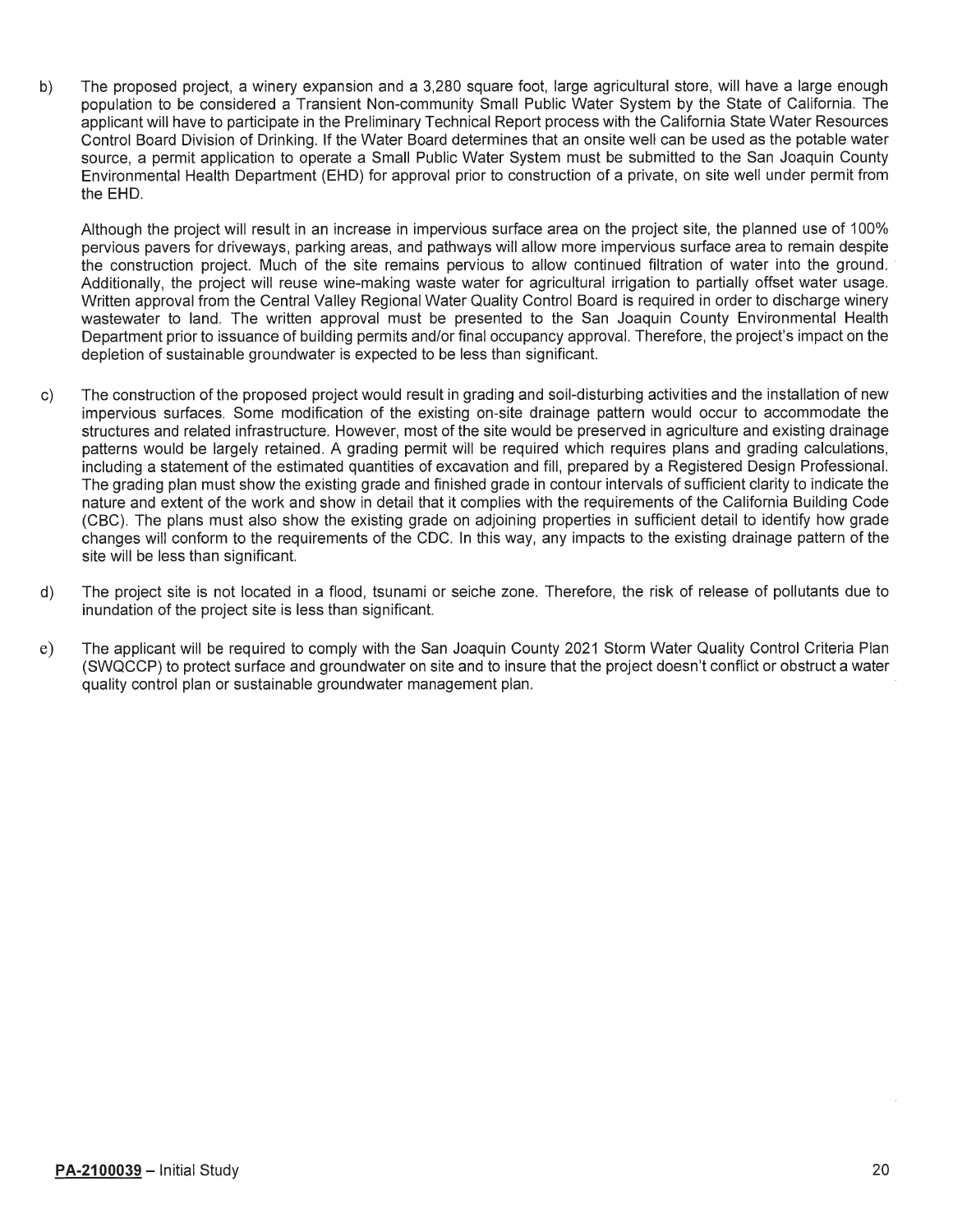b) The proposed project, a winery expansion and a 3,280 square foot, large agricultural store, will have a large enough population to be considered a Transient Non-community Small Public Water System by the State of California. The applicant will have to participate in the Preliminary Technical Report process with the California State Water Resources Control Board Division of Drinking. If the Water Board determines that an onsite well can be used as the potable water source, a permit application to operate a Small Public Water System must be submitted to the San Joaquin County Environmental Health Department (EHD) for approval prior to construction of a private, on site well under permit from the EHD.

   Although the project will result in an increase in impervious surface area on the project site, the planned use of 100% pervious pavers for driveways, parking areas, and pathways will allow more impervious surface area to remain despite the construction project. Much of the site remains pervious to allow continued filtration of water into the ground. Additionally, the project will reuse wine-making waste water for agricultural irrigation to partially offset water usage. Written approval from the Central Valley Regional Water Quality Control Board is required in order to discharge winery wastewater to land. The written approval must be presented to the San Joaquin County Environmental Health Department prior to issuance of building permits and/or final occupancy approval. Therefore, the project's impact on the depletion of sustainable groundwater is expected to be less than significant.

c) The construction of the proposed project would result in grading and soil-disturbing activities and the installation of new impervious surfaces. Some modification of the existing on-site drainage pattern would occur to accommodate the structures and related infrastructure. However, most of the site would be preserved in agriculture and existing drainage patterns would be largely retained. A grading permit will be required which requires plans and grading calculations, including a statement of the estimated quantities of excavation and fill, prepared by a Registered Design Professional. The grading plan must show the existing grade and finished grade in contour intervals of sufficient clarity to indicate the nature and extent of the work and show in detail that it complies with the requirements of the California Building Code (CBC). The plans must also show the existing grade on adjoining properties in sufficient detail to identify how grade changes will conform to the requirements of the CDC. In this way, any impacts to the existing drainage pattern of the site will be less than significant.

d) The project site is not located in a flood, tsunami or seiche zone. Therefore, the risk of release of pollutants due to inundation of the project site is less than significant.

e) The applicant will be required to comply with the San Joaquin County 2021 Storm Water Quality Control Criteria Plan (SWQCCP) to protect surface and groundwater on site and to insure that the project doesn't conflict or obstruct a water quality control plan or sustainable groundwater management plan.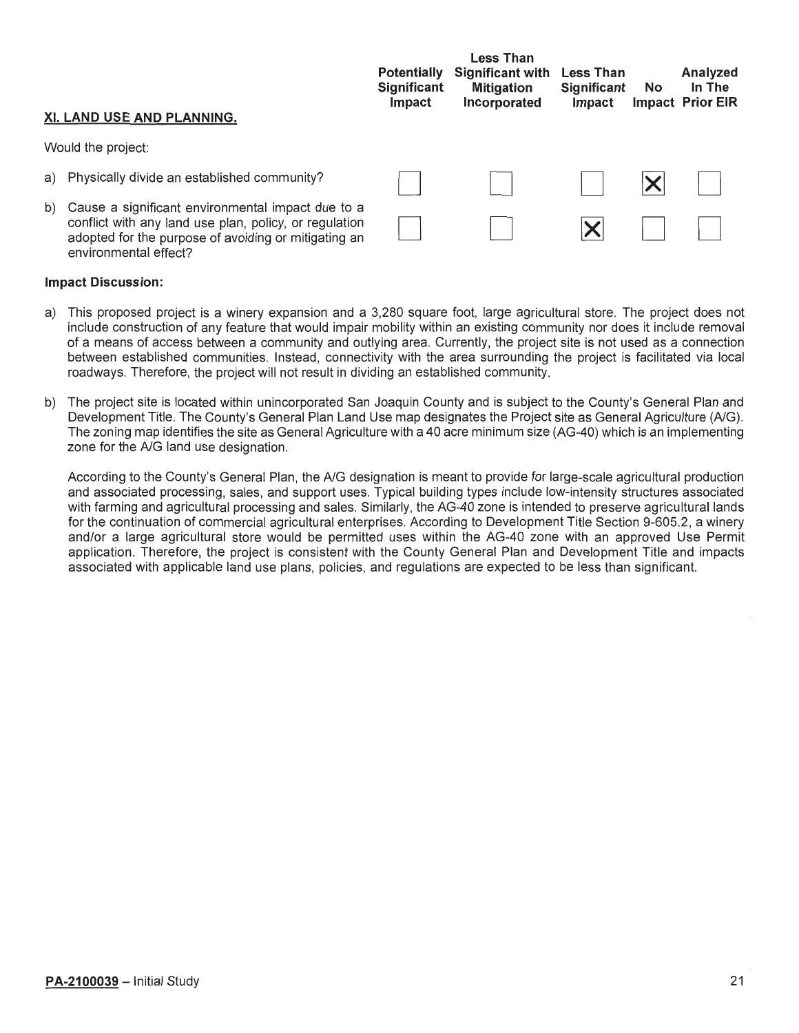## XI. LAND USE AND PLANNING.

Would the project:

| | Potentially Significant Impact | Less Than Significant with Mitigation Incorporated | Less Than Significant Impact | No Impact | Analyzed In The Prior EIR |
|---|---|---|---|---|---|
| a) Physically divide an established community? | ☐ | ☐ | ☐ | ☒ | ☐ |
| b) Cause a significant environmental impact due to a conflict with any land use plan, policy, or regulation adopted for the purpose of avoiding or mitigating an environmental effect? | ☐ | ☐ | ☒ | ☐ | ☐ |

**Impact Discussion:**

a) This proposed project is a winery expansion and a 3,280 square foot, large agricultural store. The project does not include construction of any feature that would impair mobility within an existing community nor does it include removal of a means of access between a community and outlying area. Currently, the project site is not used as a connection between established communities. Instead, connectivity with the area surrounding the project is facilitated via local roadways. Therefore, the project will not result in dividing an established community.

b) The project site is located within unincorporated San Joaquin County and is subject to the County's General Plan and Development Title. The County's General Plan Land Use map designates the Project site as General Agriculture (A/G). The zoning map identifies the site as General Agriculture with a 40 acre minimum size (AG-40) which is an implementing zone for the A/G land use designation.

According to the County's General Plan, the A/G designation is meant to provide for large-scale agricultural production and associated processing, sales, and support uses. Typical building types include low-intensity structures associated with farming and agricultural processing and sales. Similarly, the AG-40 zone is intended to preserve agricultural lands for the continuation of commercial agricultural enterprises. According to Development Title Section 9-605.2, a winery and/or a large agricultural store would be permitted uses within the AG-40 zone with an approved Use Permit application. Therefore, the project is consistent with the County General Plan and Development Title and impacts associated with applicable land use plans, policies, and regulations are expected to be less than significant.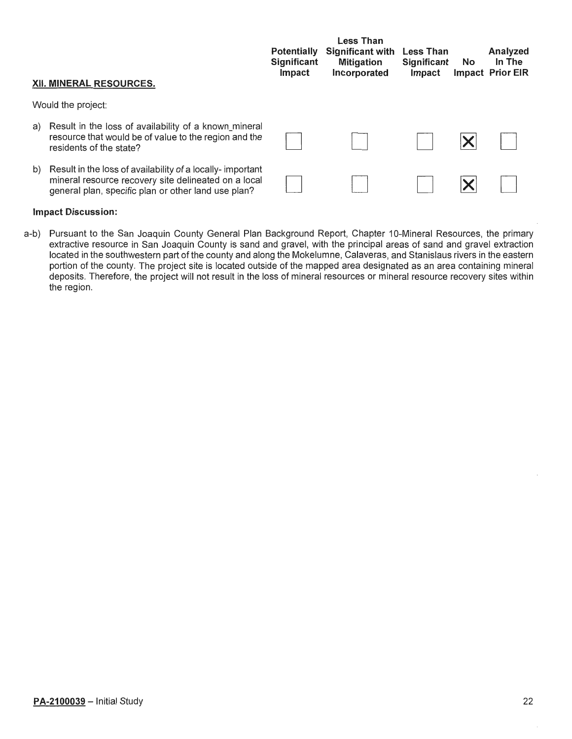| XII. MINERAL RESOURCES. | Potentially Significant Impact | Less Than Significant with Mitigation Incorporated | Less Than Significant Impact | No Impact | Analyzed In The Prior EIR |
|---|---|---|---|---|---|
| Would the project: | | | | | |
| a) Result in the loss of availability of a known_mineral resource that would be of value to the region and the residents of the state? | ☐ | ☐ | ☐ | ☒ | ☐ |
| b) Result in the loss of availability of a locally- important mineral resource recovery site delineated on a local general plan, specific plan or other land use plan? | ☐ | ☐ | ☐ | ☒ | ☐ |

**Impact Discussion:**

a-b) Pursuant to the San Joaquin County General Plan Background Report, Chapter 10-Mineral Resources, the primary extractive resource in San Joaquin County is sand and gravel, with the principal areas of sand and gravel extraction located in the southwestern part of the county and along the Mokelumne, Calaveras, and Stanislaus rivers in the eastern portion of the county. The project site is located outside of the mapped area designated as an area containing mineral deposits. Therefore, the project will not result in the loss of mineral resources or mineral resource recovery sites within the region.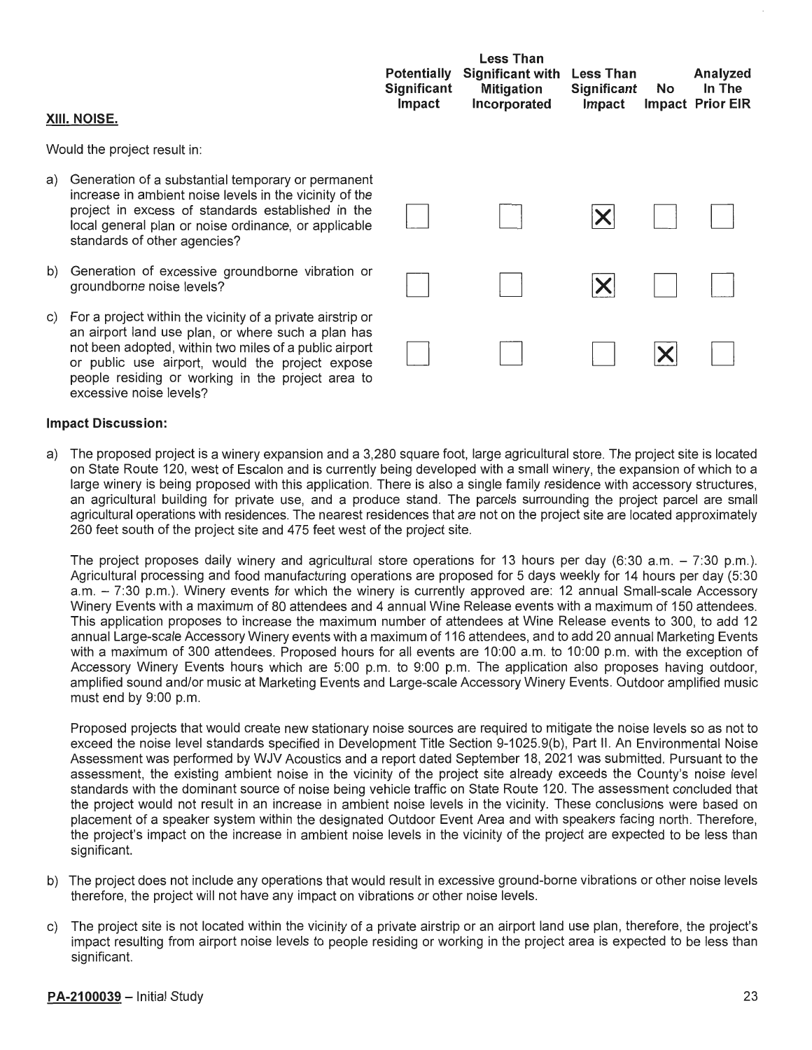## XIII. NOISE.

Would the project result in:

| | Potentially Significant Impact | Less Than Significant with Mitigation Incorporated | Less Than Significant Impact | No Impact | Analyzed In The Prior EIR |
|---|---|---|---|---|---|
| a) Generation of a substantial temporary or permanent increase in ambient noise levels in the vicinity of the project in excess of standards established in the local general plan or noise ordinance, or applicable standards of other agencies? | ☐ | ☐ | ☒ | ☐ | ☐ |
| b) Generation of excessive groundborne vibration or groundborne noise levels? | ☐ | ☐ | ☒ | ☐ | ☐ |
| c) For a project within the vicinity of a private airstrip or an airport land use plan, or where such a plan has not been adopted, within two miles of a public airport or public use airport, would the project expose people residing or working in the project area to excessive noise levels? | ☐ | ☐ | ☐ | ☒ | ☐ |

**Impact Discussion:**

a) The proposed project is a winery expansion and a 3,280 square foot, large agricultural store. The project site is located on State Route 120, west of Escalon and is currently being developed with a small winery, the expansion of which to a large winery is being proposed with this application. There is also a single family residence with accessory structures, an agricultural building for private use, and a produce stand. The parcels surrounding the project parcel are small agricultural operations with residences. The nearest residences that are not on the project site are located approximately 260 feet south of the project site and 475 feet west of the project site.

The project proposes daily winery and agricultural store operations for 13 hours per day (6:30 a.m. – 7:30 p.m.). Agricultural processing and food manufacturing operations are proposed for 5 days weekly for 14 hours per day (5:30 a.m. – 7:30 p.m.). Winery events for which the winery is currently approved are: 12 annual Small-scale Accessory Winery Events with a maximum of 80 attendees and 4 annual Wine Release events with a maximum of 150 attendees. This application proposes to increase the maximum number of attendees at Wine Release events to 300, to add 12 annual Large-scale Accessory Winery events with a maximum of 116 attendees, and to add 20 annual Marketing Events with a maximum of 300 attendees. Proposed hours for all events are 10:00 a.m. to 10:00 p.m. with the exception of Accessory Winery Events hours which are 5:00 p.m. to 9:00 p.m. The application also proposes having outdoor, amplified sound and/or music at Marketing Events and Large-scale Accessory Winery Events. Outdoor amplified music must end by 9:00 p.m.

Proposed projects that would create new stationary noise sources are required to mitigate the noise levels so as not to exceed the noise level standards specified in Development Title Section 9-1025.9(b), Part II. An Environmental Noise Assessment was performed by WJV Acoustics and a report dated September 18, 2021 was submitted. Pursuant to the assessment, the existing ambient noise in the vicinity of the project site already exceeds the County's noise level standards with the dominant source of noise being vehicle traffic on State Route 120. The assessment concluded that the project would not result in an increase in ambient noise levels in the vicinity. These conclusions were based on placement of a speaker system within the designated Outdoor Event Area and with speakers facing north. Therefore, the project's impact on the increase in ambient noise levels in the vicinity of the project are expected to be less than significant.

b) The project does not include any operations that would result in excessive ground-borne vibrations or other noise levels therefore, the project will not have any impact on vibrations or other noise levels.

c) The project site is not located within the vicinity of a private airstrip or an airport land use plan, therefore, the project's impact resulting from airport noise levels to people residing or working in the project area is expected to be less than significant.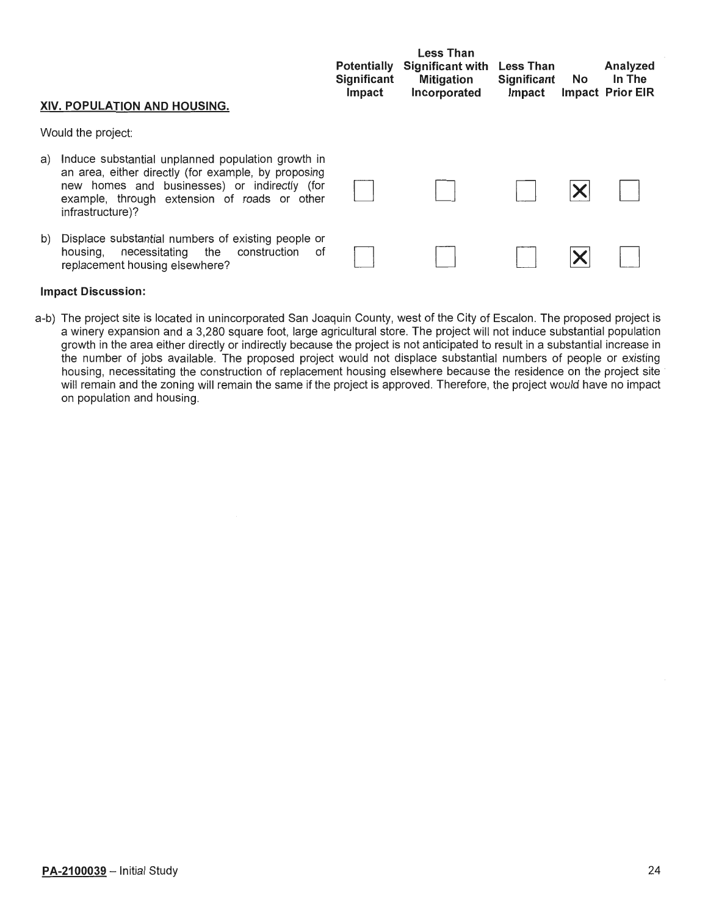| XIV. POPULATION AND HOUSING. | Potentially Significant Impact | Less Than Significant with Mitigation Incorporated | Less Than Significant Impact | No Impact | Analyzed In The Prior EIR |
|---|---|---|---|---|---|
| Would the project: | | | | | |
| a) Induce substantial unplanned population growth in an area, either directly (for example, by proposing new homes and businesses) or indirectly (for example, through extension of roads or other infrastructure)? | ☐ | ☐ | ☐ | ☒ | ☐ |
| b) Displace substantial numbers of existing people or housing, necessitating the construction of replacement housing elsewhere? | ☐ | ☐ | ☐ | ☒ | ☐ |

**Impact Discussion:**

a-b) The project site is located in unincorporated San Joaquin County, west of the City of Escalon. The proposed project is a winery expansion and a 3,280 square foot, large agricultural store. The project will not induce substantial population growth in the area either directly or indirectly because the project is not anticipated to result in a substantial increase in the number of jobs available. The proposed project would not displace substantial numbers of people or existing housing, necessitating the construction of replacement housing elsewhere because the residence on the project site will remain and the zoning will remain the same if the project is approved. Therefore, the project would have no impact on population and housing.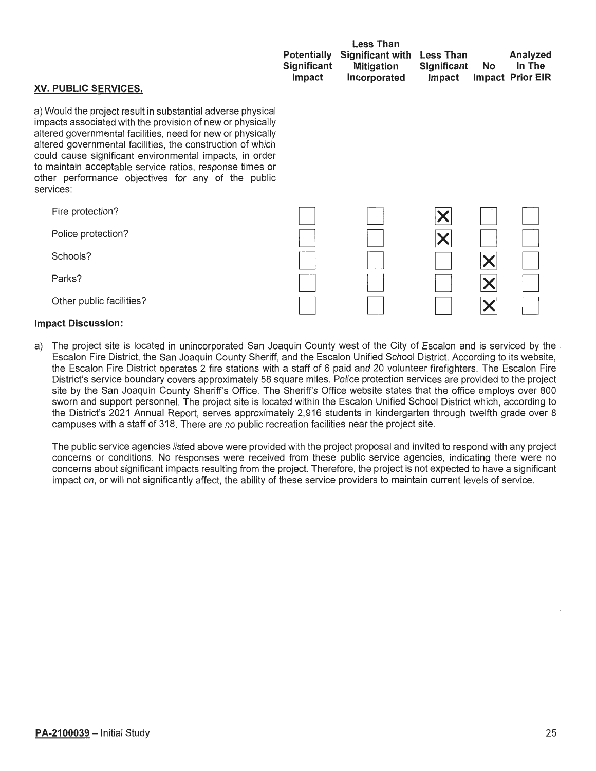## XV. PUBLIC SERVICES.

a) Would the project result in substantial adverse physical impacts associated with the provision of new or physically altered governmental facilities, need for new or physically altered governmental facilities, the construction of which could cause significant environmental impacts, in order to maintain acceptable service ratios, response times or other performance objectives for any of the public services:

| | Potentially Significant Impact | Less Than Significant with Mitigation Incorporated | Less Than Significant Impact | No Impact | Analyzed In The Prior EIR |
|---|---|---|---|---|---|
| Fire protection? | ☐ | ☐ | ☒ | ☐ | ☐ |
| Police protection? | ☐ | ☐ | ☒ | ☐ | ☐ |
| Schools? | ☐ | ☐ | ☐ | ☒ | ☐ |
| Parks? | ☐ | ☐ | ☐ | ☒ | ☐ |
| Other public facilities? | ☐ | ☐ | ☐ | ☒ | ☐ |

**Impact Discussion:**

a) The project site is located in unincorporated San Joaquin County west of the City of Escalon and is serviced by the Escalon Fire District, the San Joaquin County Sheriff, and the Escalon Unified School District. According to its website, the Escalon Fire District operates 2 fire stations with a staff of 6 paid and 20 volunteer firefighters. The Escalon Fire District's service boundary covers approximately 58 square miles. Police protection services are provided to the project site by the San Joaquin County Sheriff's Office. The Sheriff's Office website states that the office employs over 800 sworn and support personnel. The project site is located within the Escalon Unified School District which, according to the District's 2021 Annual Report, serves approximately 2,916 students in kindergarten through twelfth grade over 8 campuses with a staff of 318. There are no public recreation facilities near the project site.

The public service agencies listed above were provided with the project proposal and invited to respond with any project concerns or conditions. No responses were received from these public service agencies, indicating there were no concerns about significant impacts resulting from the project. Therefore, the project is not expected to have a significant impact on, or will not significantly affect, the ability of these service providers to maintain current levels of service.

**PA-2100039** – Initial Study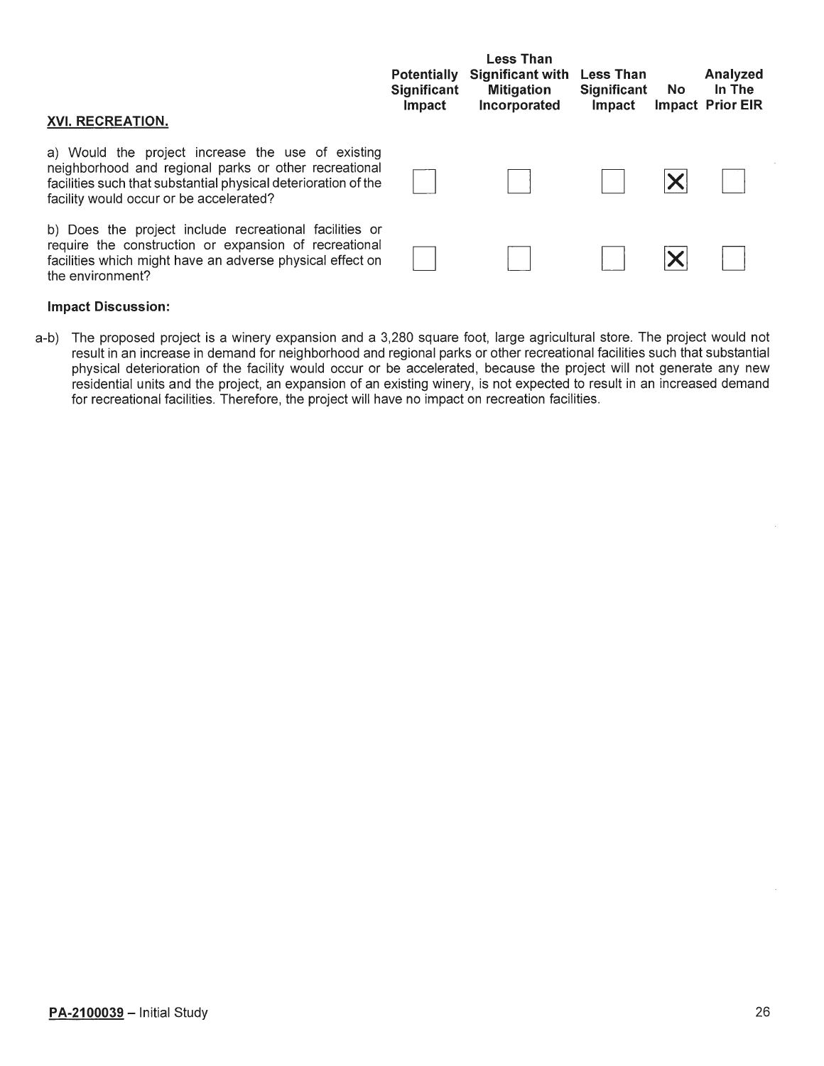| XVI. RECREATION. | Potentially Significant Impact | Less Than Significant with Mitigation Incorporated | Less Than Significant Impact | No Impact | Analyzed In The Prior EIR |
| --- | --- | --- | --- | --- | --- |
| a) Would the project increase the use of existing neighborhood and regional parks or other recreational facilities such that substantial physical deterioration of the facility would occur or be accelerated? | ☐ | ☐ | ☐ | ☒ | ☐ |
| b) Does the project include recreational facilities or require the construction or expansion of recreational facilities which might have an adverse physical effect on the environment? | ☐ | ☐ | ☐ | ☒ | ☐ |

**Impact Discussion:**

a-b) The proposed project is a winery expansion and a 3,280 square foot, large agricultural store. The project would not result in an increase in demand for neighborhood and regional parks or other recreational facilities such that substantial physical deterioration of the facility would occur or be accelerated, because the project will not generate any new residential units and the project, an expansion of an existing winery, is not expected to result in an increased demand for recreational facilities. Therefore, the project will have no impact on recreation facilities.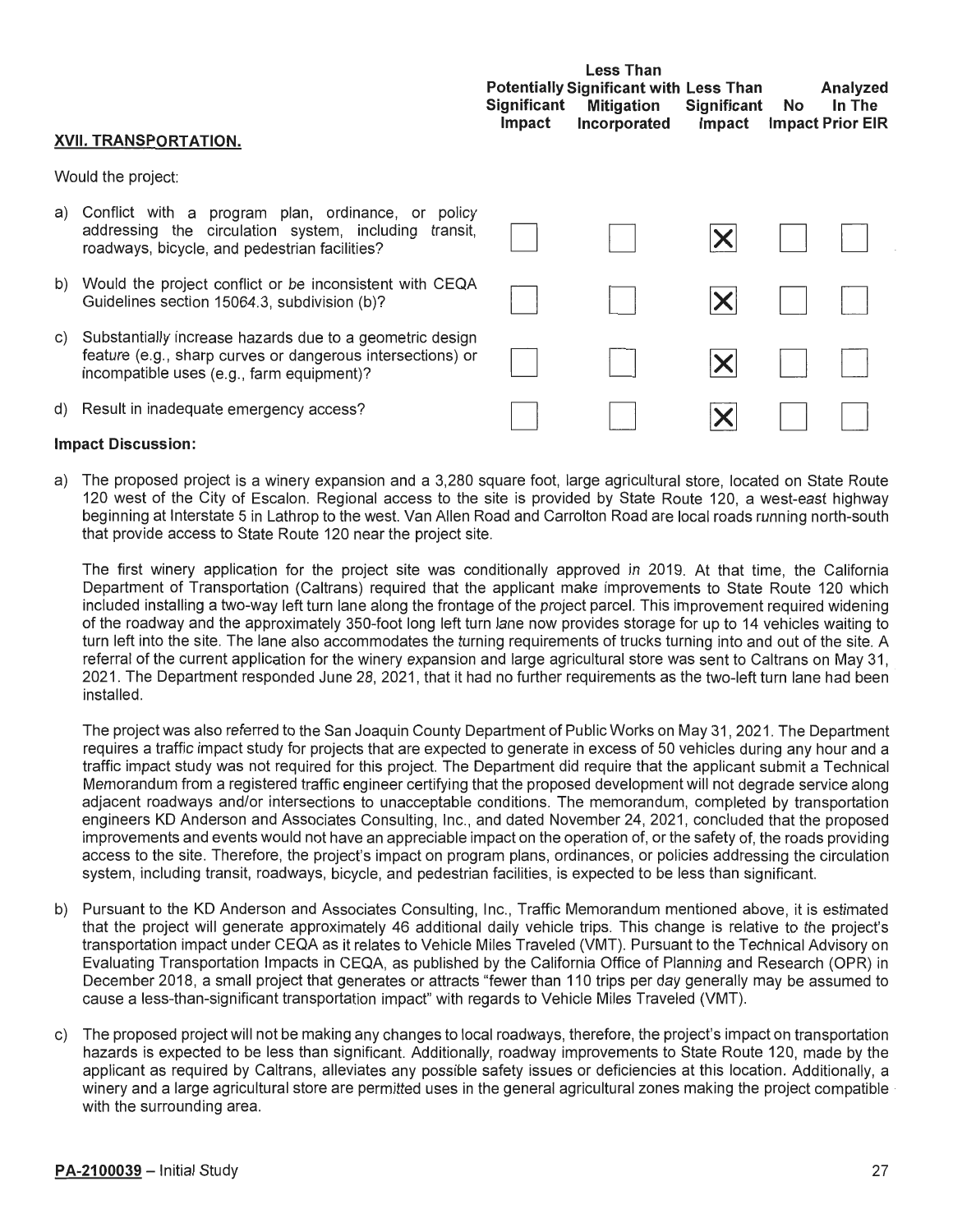| XVII. TRANSPORTATION. | Potentially Significant Impact | Less Than Significant with Mitigation Incorporated | Less Than Significant Impact | No Impact | Analyzed In The Prior EIR |
|---|---|---|---|---|---|
| Would the project: | | | | | |
| a) Conflict with a program plan, ordinance, or policy addressing the circulation system, including transit, roadways, bicycle, and pedestrian facilities? | ☐ | ☐ | ☒ | ☐ | ☐ |
| b) Would the project conflict or be inconsistent with CEQA Guidelines section 15064.3, subdivision (b)? | ☐ | ☐ | ☒ | ☐ | ☐ |
| c) Substantially increase hazards due to a geometric design feature (e.g., sharp curves or dangerous intersections) or incompatible uses (e.g., farm equipment)? | ☐ | ☐ | ☒ | ☐ | ☐ |
| d) Result in inadequate emergency access? | ☐ | ☐ | ☒ | ☐ | ☐ |

**Impact Discussion:**

a) The proposed project is a winery expansion and a 3,280 square foot, large agricultural store, located on State Route 120 west of the City of Escalon. Regional access to the site is provided by State Route 120, a west-east highway beginning at Interstate 5 in Lathrop to the west. Van Allen Road and Carrolton Road are local roads running north-south that provide access to State Route 120 near the project site.

The first winery application for the project site was conditionally approved in 2019. At that time, the California Department of Transportation (Caltrans) required that the applicant make improvements to State Route 120 which included installing a two-way left turn lane along the frontage of the project parcel. This improvement required widening of the roadway and the approximately 350-foot long left turn lane now provides storage for up to 14 vehicles waiting to turn left into the site. The lane also accommodates the turning requirements of trucks turning into and out of the site. A referral of the current application for the winery expansion and large agricultural store was sent to Caltrans on May 31, 2021. The Department responded June 28, 2021, that it had no further requirements as the two-left turn lane had been installed.

The project was also referred to the San Joaquin County Department of Public Works on May 31, 2021. The Department requires a traffic impact study for projects that are expected to generate in excess of 50 vehicles during any hour and a traffic impact study was not required for this project. The Department did require that the applicant submit a Technical Memorandum from a registered traffic engineer certifying that the proposed development will not degrade service along adjacent roadways and/or intersections to unacceptable conditions. The memorandum, completed by transportation engineers KD Anderson and Associates Consulting, Inc., and dated November 24, 2021, concluded that the proposed improvements and events would not have an appreciable impact on the operation of, or the safety of, the roads providing access to the site. Therefore, the project's impact on program plans, ordinances, or policies addressing the circulation system, including transit, roadways, bicycle, and pedestrian facilities, is expected to be less than significant.

b) Pursuant to the KD Anderson and Associates Consulting, Inc., Traffic Memorandum mentioned above, it is estimated that the project will generate approximately 46 additional daily vehicle trips. This change is relative to the project's transportation impact under CEQA as it relates to Vehicle Miles Traveled (VMT). Pursuant to the Technical Advisory on Evaluating Transportation Impacts in CEQA, as published by the California Office of Planning and Research (OPR) in December 2018, a small project that generates or attracts "fewer than 110 trips per day generally may be assumed to cause a less-than-significant transportation impact" with regards to Vehicle Miles Traveled (VMT).

c) The proposed project will not be making any changes to local roadways, therefore, the project's impact on transportation hazards is expected to be less than significant. Additionally, roadway improvements to State Route 120, made by the applicant as required by Caltrans, alleviates any possible safety issues or deficiencies at this location. Additionally, a winery and a large agricultural store are permitted uses in the general agricultural zones making the project compatible with the surrounding area.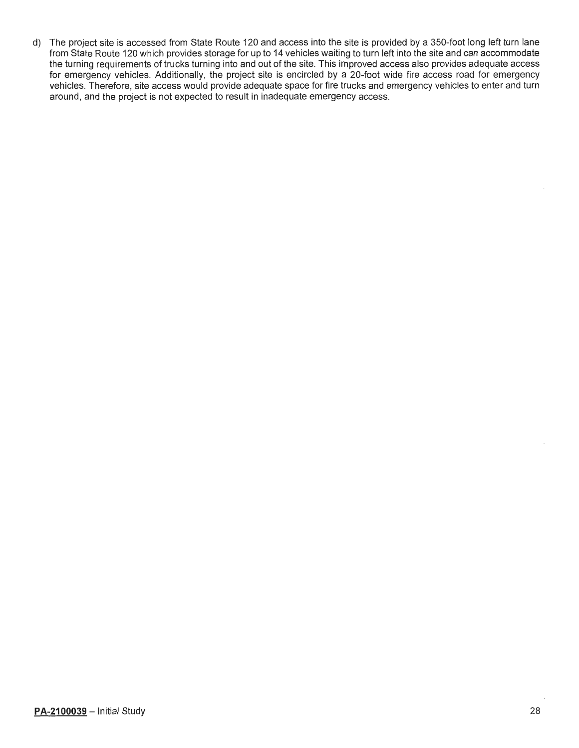d) The project site is accessed from State Route 120 and access into the site is provided by a 350-foot long left turn lane from State Route 120 which provides storage for up to 14 vehicles waiting to turn left into the site and can accommodate the turning requirements of trucks turning into and out of the site. This improved access also provides adequate access for emergency vehicles. Additionally, the project site is encircled by a 20-foot wide fire access road for emergency vehicles. Therefore, site access would provide adequate space for fire trucks and emergency vehicles to enter and turn around, and the project is not expected to result in inadequate emergency access.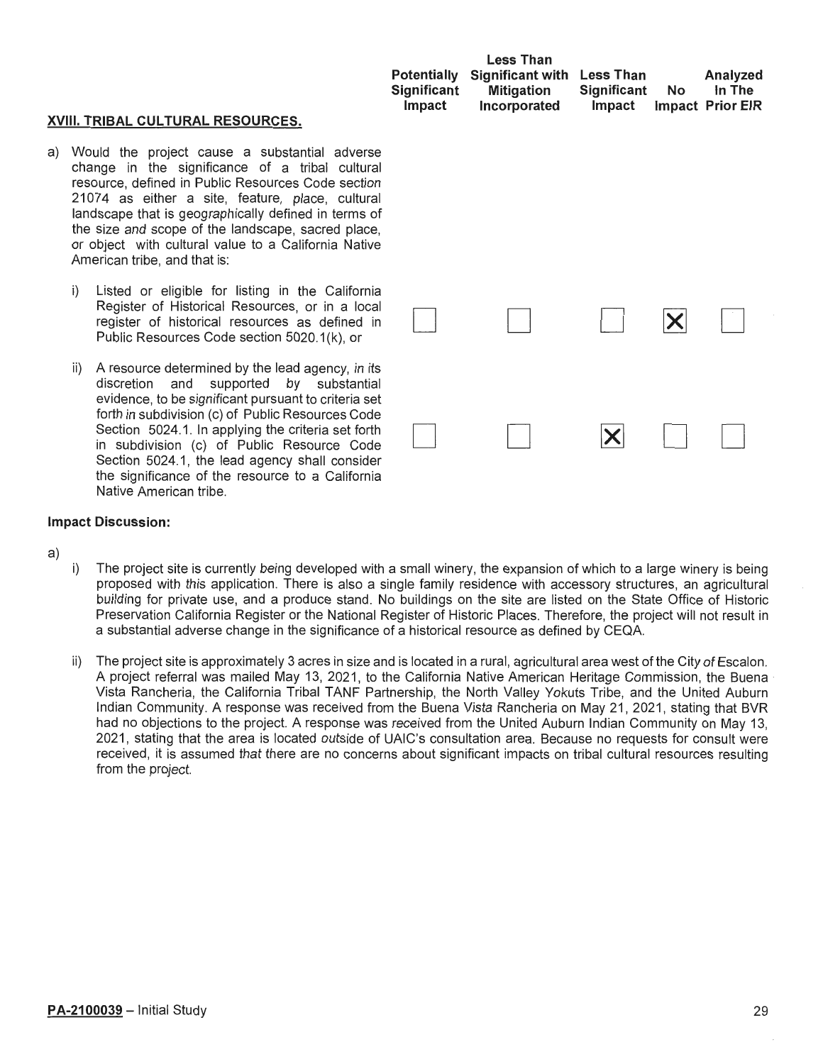| XVIII. TRIBAL CULTURAL RESOURCES. | Potentially Significant Impact | Less Than Significant with Mitigation Incorporated | Less Than Significant Impact | No Impact | Analyzed In The Prior EIR |
|---|---|---|---|---|---|
| a) Would the project cause a substantial adverse change in the significance of a tribal cultural resource, defined in Public Resources Code section 21074 as either a site, feature, place, cultural landscape that is geographically defined in terms of the size and scope of the landscape, sacred place, or object with cultural value to a California Native American tribe, and that is: | | | | | |
| i) Listed or eligible for listing in the California Register of Historical Resources, or in a local register of historical resources as defined in Public Resources Code section 5020.1(k), or | ☐ | ☐ | ☐ | ☒ | ☐ |
| ii) A resource determined by the lead agency, in its discretion and supported by substantial evidence, to be significant pursuant to criteria set forth in subdivision (c) of Public Resources Code Section 5024.1. In applying the criteria set forth in subdivision (c) of Public Resource Code Section 5024.1, the lead agency shall consider the significance of the resource to a California Native American tribe. | ☐ | ☐ | ☒ | ☐ | ☐ |

**Impact Discussion:**

a)

i) The project site is currently being developed with a small winery, the expansion of which to a large winery is being proposed with this application. There is also a single family residence with accessory structures, an agricultural building for private use, and a produce stand. No buildings on the site are listed on the State Office of Historic Preservation California Register or the National Register of Historic Places. Therefore, the project will not result in a substantial adverse change in the significance of a historical resource as defined by CEQA.

ii) The project site is approximately 3 acres in size and is located in a rural, agricultural area west of the City of Escalon. A project referral was mailed May 13, 2021, to the California Native American Heritage Commission, the Buena Vista Rancheria, the California Tribal TANF Partnership, the North Valley Yokuts Tribe, and the United Auburn Indian Community. A response was received from the Buena Vista Rancheria on May 21, 2021, stating that BVR had no objections to the project. A response was received from the United Auburn Indian Community on May 13, 2021, stating that the area is located outside of UAIC's consultation area. Because no requests for consult were received, it is assumed that there are no concerns about significant impacts on tribal cultural resources resulting from the project.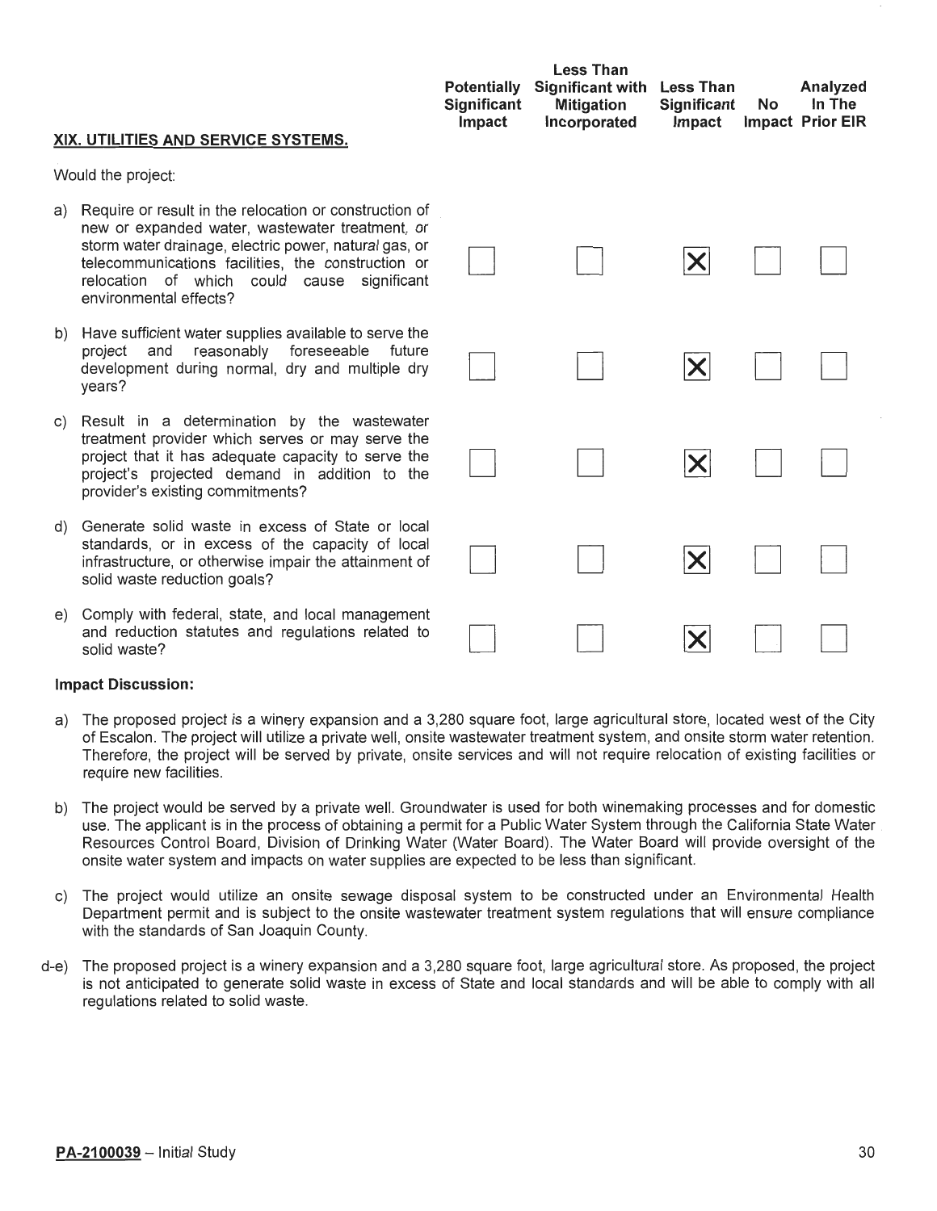| XIX. UTILITIES AND SERVICE SYSTEMS. | Potentially Significant Impact | Less Than Significant with Mitigation Incorporated | Less Than Significant Impact | No Impact | Analyzed In The Prior EIR |
|---|---|---|---|---|---|
| Would the project: | | | | | |
| a) Require or result in the relocation or construction of new or expanded water, wastewater treatment, or storm water drainage, electric power, natural gas, or telecommunications facilities, the construction or relocation of which could cause significant environmental effects? | ☐ | ☐ | ☒ | ☐ | ☐ |
| b) Have sufficient water supplies available to serve the project and reasonably foreseeable future development during normal, dry and multiple dry years? | ☐ | ☐ | ☒ | ☐ | ☐ |
| c) Result in a determination by the wastewater treatment provider which serves or may serve the project that it has adequate capacity to serve the project's projected demand in addition to the provider's existing commitments? | ☐ | ☐ | ☒ | ☐ | ☐ |
| d) Generate solid waste in excess of State or local standards, or in excess of the capacity of local infrastructure, or otherwise impair the attainment of solid waste reduction goals? | ☐ | ☐ | ☒ | ☐ | ☐ |
| e) Comply with federal, state, and local management and reduction statutes and regulations related to solid waste? | ☐ | ☐ | ☒ | ☐ | ☐ |

**Impact Discussion:**

a) The proposed project is a winery expansion and a 3,280 square foot, large agricultural store, located west of the City of Escalon. The project will utilize a private well, onsite wastewater treatment system, and onsite storm water retention. Therefore, the project will be served by private, onsite services and will not require relocation of existing facilities or require new facilities.

b) The project would be served by a private well. Groundwater is used for both winemaking processes and for domestic use. The applicant is in the process of obtaining a permit for a Public Water System through the California State Water Resources Control Board, Division of Drinking Water (Water Board). The Water Board will provide oversight of the onsite water system and impacts on water supplies are expected to be less than significant.

c) The project would utilize an onsite sewage disposal system to be constructed under an Environmental Health Department permit and is subject to the onsite wastewater treatment system regulations that will ensure compliance with the standards of San Joaquin County.

d-e) The proposed project is a winery expansion and a 3,280 square foot, large agricultural store. As proposed, the project is not anticipated to generate solid waste in excess of State and local standards and will be able to comply with all regulations related to solid waste.

**PA-2100039** – Initial Study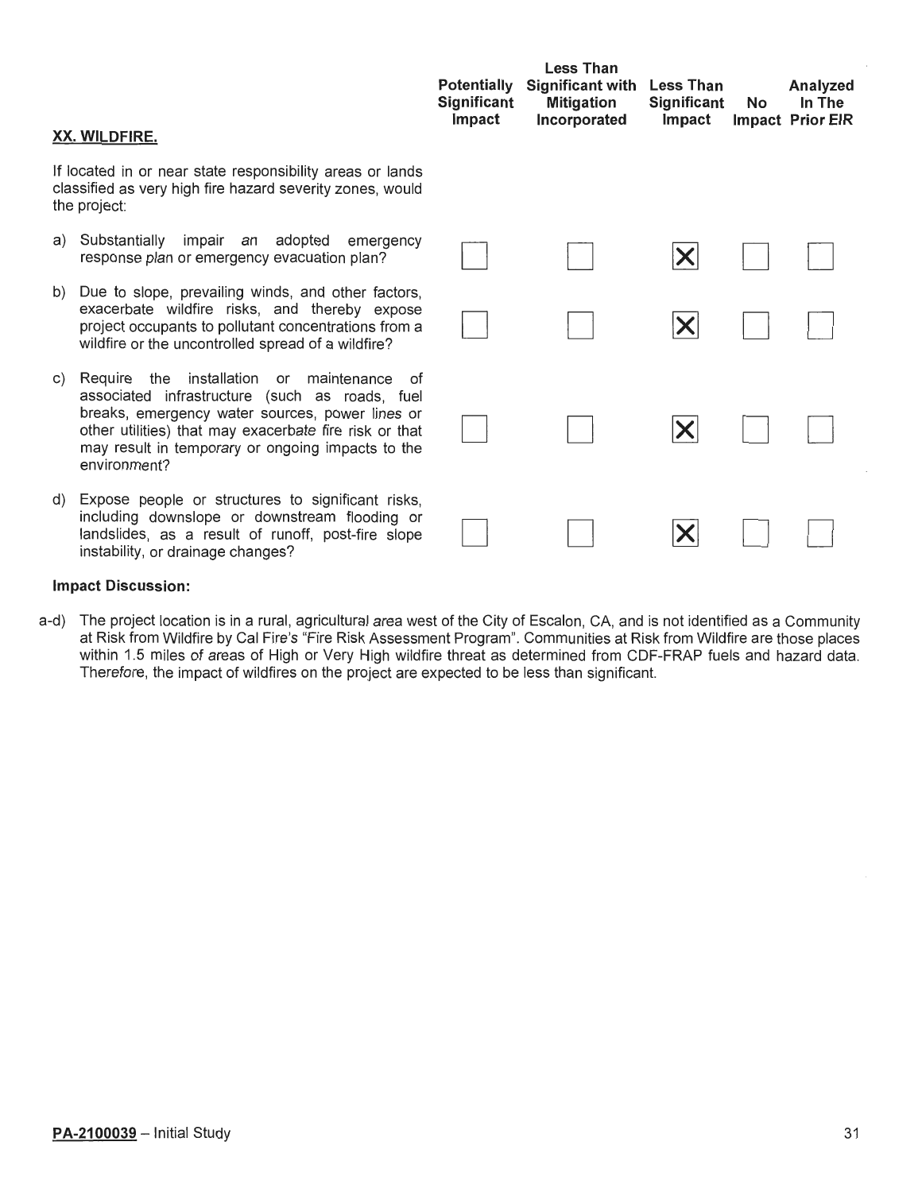| **XX. WILDFIRE.** | Potentially Significant Impact | Less Than Significant with Mitigation Incorporated | Less Than Significant Impact | No Impact | Analyzed In The Prior EIR |
|---|---|---|---|---|---|
| If located in or near state responsibility areas or lands classified as very high fire hazard severity zones, would the project: | | | | | |
| a) Substantially impair an adopted emergency response plan or emergency evacuation plan? | ☐ | ☐ | ☒ | ☐ | ☐ |
| b) Due to slope, prevailing winds, and other factors, exacerbate wildfire risks, and thereby expose project occupants to pollutant concentrations from a wildfire or the uncontrolled spread of a wildfire? | ☐ | ☐ | ☒ | ☐ | ☐ |
| c) Require the installation or maintenance of associated infrastructure (such as roads, fuel breaks, emergency water sources, power lines or other utilities) that may exacerbate fire risk or that may result in temporary or ongoing impacts to the environment? | ☐ | ☐ | ☒ | ☐ | ☐ |
| d) Expose people or structures to significant risks, including downslope or downstream flooding or landslides, as a result of runoff, post-fire slope instability, or drainage changes? | ☐ | ☐ | ☒ | ☐ | ☐ |

**Impact Discussion:**

a-d) The project location is in a rural, agricultural area west of the City of Escalon, CA, and is not identified as a Community at Risk from Wildfire by Cal Fire's "Fire Risk Assessment Program". Communities at Risk from Wildfire are those places within 1.5 miles of areas of High or Very High wildfire threat as determined from CDF-FRAP fuels and hazard data. Therefore, the impact of wildfires on the project are expected to be less than significant.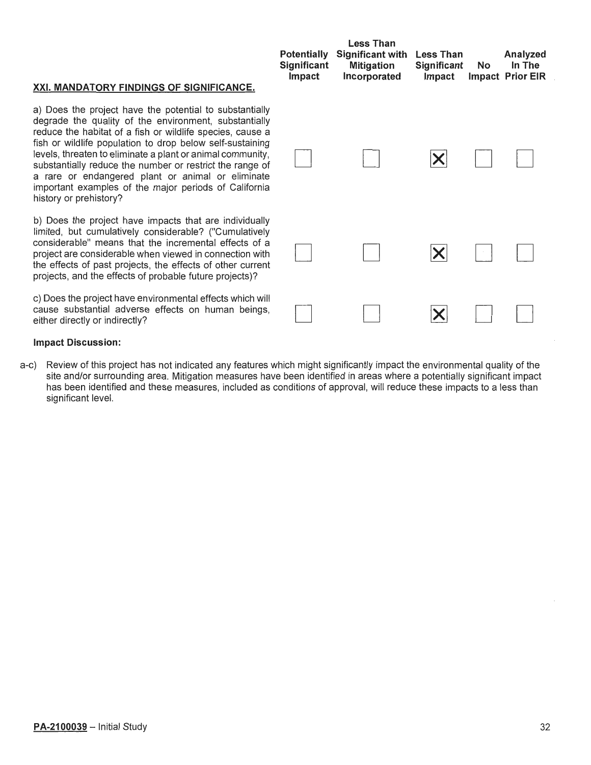| XXI. MANDATORY FINDINGS OF SIGNIFICANCE. | Potentially Significant Impact | Less Than Significant with Mitigation Incorporated | Less Than Significant Impact | No Impact | Analyzed In The Prior EIR |
|---|---|---|---|---|---|
| a) Does the project have the potential to substantially degrade the quality of the environment, substantially reduce the habitat of a fish or wildlife species, cause a fish or wildlife population to drop below self-sustaining levels, threaten to eliminate a plant or animal community, substantially reduce the number or restrict the range of a rare or endangered plant or animal or eliminate important examples of the major periods of California history or prehistory? | ☐ | ☐ | ☒ | ☐ | ☐ |
| b) Does the project have impacts that are individually limited, but cumulatively considerable? ("Cumulatively considerable" means that the incremental effects of a project are considerable when viewed in connection with the effects of past projects, the effects of other current projects, and the effects of probable future projects)? | ☐ | ☐ | ☒ | ☐ | ☐ |
| c) Does the project have environmental effects which will cause substantial adverse effects on human beings, either directly or indirectly? | ☐ | ☐ | ☒ | ☐ | ☐ |

**Impact Discussion:**

a-c) Review of this project has not indicated any features which might significantly impact the environmental quality of the site and/or surrounding area. Mitigation measures have been identified in areas where a potentially significant impact has been identified and these measures, included as conditions of approval, will reduce these impacts to a less than significant level.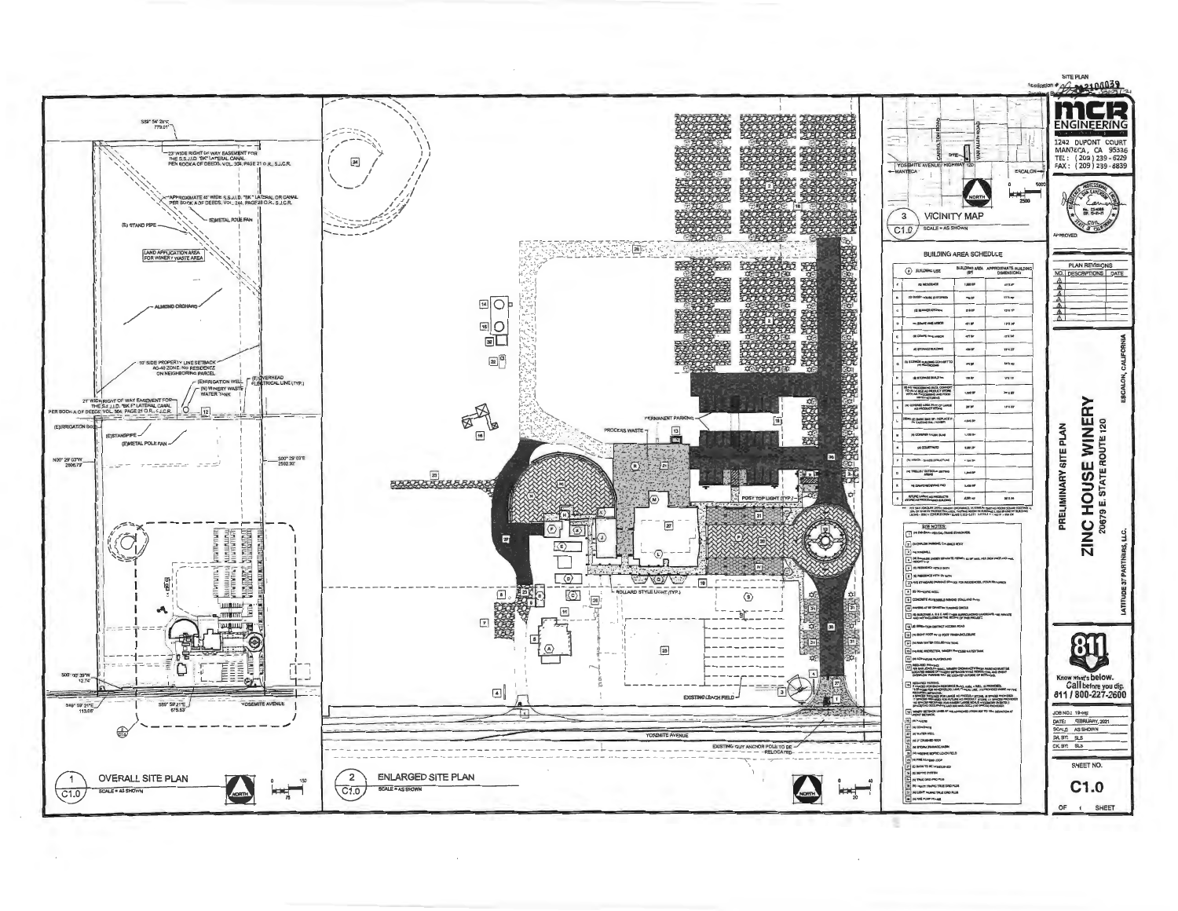SITE PLAN

Application #: 21-0039

**MCR ENGINEERING**

1242 DUPONT COURT
MANTECA, CA 95336
TEL: (209) 239-6229
FAX: (209) 239-8839

APPROVED

| PLAN REVISIONS | | |
|---|---|---|
| NO. | DESCRIPTIONS | DATE |
| 1 | | |
| 2 | | |
| 3 | | |
| 4 | | |
| 5 | | |

# PRELIMINARY SITE PLAN

# ZINC HOUSE WINERY

20679 E. STATE ROUTE 120

ESCALON, CALIFORNIA

LATITUDE 37 PARTNERS, LLC.

811 Know what's below. Call before you dig. 811 / 800-227-2600

JOB NO.: 19-042
DATE: FEBRUARY, 2021
SCALE: AS SHOWN
DR. BY: SLS
CK. BY: SLS

SHEET NO.

C1.0

## 1 OVERALL SITE PLAN (C1.0)

SCALE = AS SHOWN

S89° 54' 28"E 779.01'

23' WIDE RIGHT OF WAY EASEMENT FOR THE S.S.J.I.D. "BK" LATERAL CANAL PER BOOK A OF DEEDS, VOL. 304, PAGE 21 O.R., S.J.C.R.

APPROXIMATE 45' WIDE S.S.J.I.D. "BK" LATERAL OR CANAL PER BOOK A OF DEEDS, VOL. 244, PAGE 28 O.R., S.J.C.R.

(E) STAND PIPE

(E) METAL POLE FAN

LAND APPLICATION AREA FOR WINERY WASTE AREA

ALMOND ORCHARD

10' SIDE PROPERTY LINE SETBACK AG-40 ZONE. NO RESIDENCE ON NEIGHBORING PARCEL

(E) IRRIGATION WELL

(N) WINERY WASTE WATER TANK

(E) OVERHEAD ELECTRICAL LINE (TYP.)

21' WIDE RIGHT OF WAY EASEMENT FOR THE S.S.J.I.D. "BK 7" LATERAL CANAL PER BOOK A OF DEEDS VOL. 304, PAGE 21 O.R., S.J.C.R.

(E) IRRIGATION BOX

(E) STANDPIPE

(E) METAL POLE FAN

N00° 29' 03"W 2596.79'

S00° 29' 03"E 2592.90'

S00° 00' 39"W 12.74'

S89° 59' 21"E 113.60'

S89° 59' 21"E 675.53'

YOSEMITE AVENUE

## 2 ENLARGED SITE PLAN (C1.0)

SCALE = AS SHOWN

PERMANENT PARKING

PROCESS WASTE

POST TOP LIGHT (TYP.)

BOLLARD STYLE LIGHT (TYP.)

EXISTING LEACH FIELD

YOSEMITE AVENUE

EXISTING GUY ANCHOR POLE TO BE RELOCATED

## 3 VICINITY MAP (C1.0)

SCALE = AS SHOWN

CARRA TOM ROAD

VAN ALLEN ROAD

SITE

YOSEMITE AVENUE/ HIGHWAY 120

MANTECA

ESCALON

NORTH

## BUILDING AREA SCHEDULE

| # | BUILDING USE | BUILDING AREA (SF) | APPROXIMATE BUILDING DIMENSIONS |
|---|---|---|---|
| A | (E) RESIDENCE | 1,550 SF | |
| B | (E) GUEST HOUSE (2 STORIES) | | |
| C | (E) SUMMER KITCHEN | | |
| D | (E) SPARE WAREHOUSE | | |
| E | (E) GRAPE PAD ARBOR | | |
| F | (E) STORAGE BUILDING | | |
| G | (E) STORAGE BUILDING CONVERTED (N) RESTROOMS | | |
| H | (E) STORAGE BUILDING | | |
| I | | | |
| J | (N) COVERED AREA FOR (N) LARGE AG PRODUCT STORE | | |
| K | | | |
| L | | | |
| M | (N) COURTYARD | | |
| N | | | |
| O | (N) TRELLIS / OUTDOOR SEATING AREA | | |
| P | (N) GRAPE RECEIVING PAD | | |
| R | | | |

## SITE NOTES:

1. (N) ENTRANCE / ...
2. (N) GRAVEL PARKING ...
3. (N) HANDRAIL
4. ...
5. ...
6. ...
7. ...
8. (E) DOMESTIC WELL
9. CONCRETE ...
10. ...
11. ...
12. (N) WINERY WASTE WATER TANK
13. ...
14. (N) RAIN WATER COLLECTION TANK
15. (N) FIRE PROTECTION, WINERY PROCESS WATER TANK
16. (N) CHILDREN'S PLAYGROUND
17. ...
18. ...
19. ...
20. ...
21. (N) WATER WELL
22. ...
23. (N) STORM DRAINAGE BASIN
24. (N) SEPTIC LEACH FIELD
25. (N) FIRE ACCESS LOOP
26. ...
27. (N) SEPTIC SYSTEM
28. ...
29. ...
30. ...
31. ...